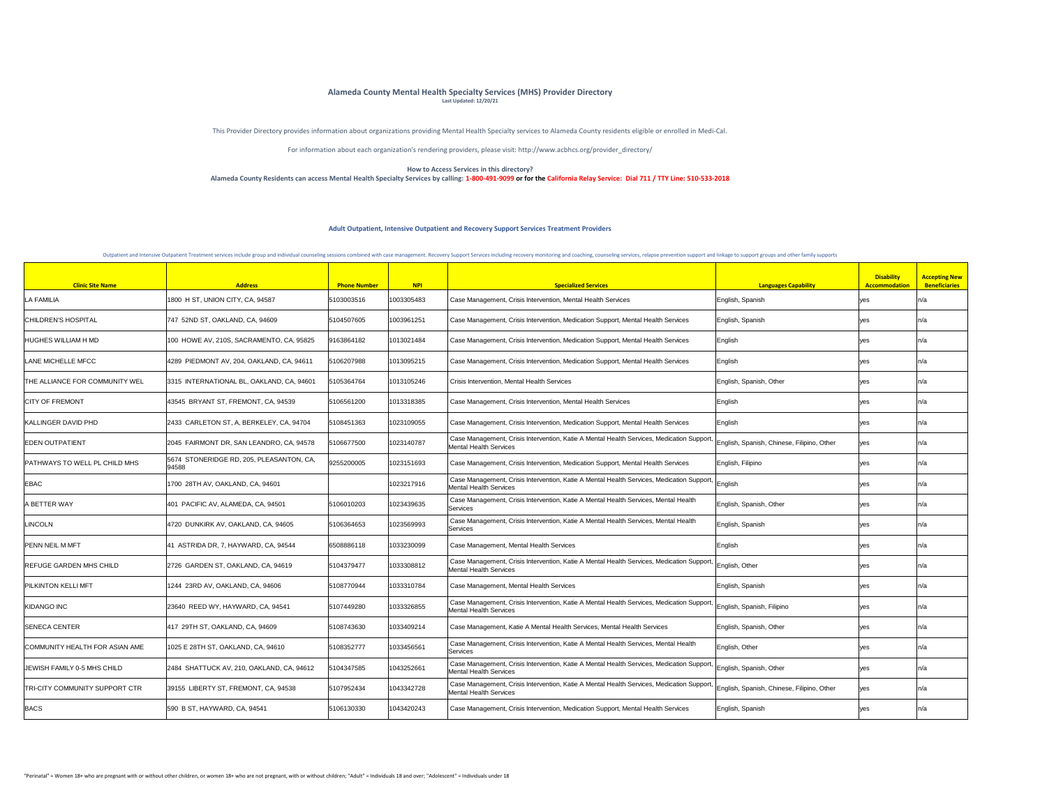# Alameda County Mental Health Specialty Services (MHS) Provider Directory

Last Updated: 12/20/21

This Provider Directory provides information about organizations providing Mental Health Specialty services to Alameda County residents eligible or enrolled in Medi-Cal.

For information about each organization's rendering providers, please visit: http://www.acbhcs.org/provider_directory/

**How to Access Services in this directory?**

**Alameda County Residents can access Mental Health Specialty Services by calling: 1-800-491-9099 or for the California Relay Service: Dial 711 / TTY Line: 510-533-2018**

## Adult Outpatient, Intensive Outpatient and Recovery Support Services Treatment Providers

Outpatient and Intensive Outpatient Treatment services include group and individual counseling sessions combined with case management. Recovery Support Services including recovery monitoring and coaching, counseling services, relapse prevention support and linkage to support groups and other family supports

| Clinic Site Name | Address | Phone Number | NPI | Specialized Services | Languages Capability | Disability Accommodation | Accepting New Beneficiaries |
|---|---|---|---|---|---|---|---|
| LA FAMILIA | 1800 H ST, UNION CITY, CA, 94587 | 5103003516 | 1003305483 | Case Management, Crisis Intervention, Mental Health Services | English, Spanish | yes | n/a |
| CHILDREN'S HOSPITAL | 747 52ND ST, OAKLAND, CA, 94609 | 5104507605 | 1003961251 | Case Management, Crisis Intervention, Medication Support, Mental Health Services | English, Spanish | yes | n/a |
| HUGHES WILLIAM H MD | 100 HOWE AV, 210S, SACRAMENTO, CA, 95825 | 9163864182 | 1013021484 | Case Management, Crisis Intervention, Medication Support, Mental Health Services | English | yes | n/a |
| LANE MICHELLE MFCC | 4289 PIEDMONT AV, 204, OAKLAND, CA, 94611 | 5106207988 | 1013095215 | Case Management, Crisis Intervention, Medication Support, Mental Health Services | English | yes | n/a |
| THE ALLIANCE FOR COMMUNITY WEL | 3315 INTERNATIONAL BL, OAKLAND, CA, 94601 | 5105364764 | 1013105246 | Crisis Intervention, Mental Health Services | English, Spanish, Other | yes | n/a |
| CITY OF FREMONT | 43545 BRYANT ST, FREMONT, CA, 94539 | 5106561200 | 1013318385 | Case Management, Crisis Intervention, Mental Health Services | English | yes | n/a |
| KALLINGER DAVID PHD | 2433 CARLETON ST, A, BERKELEY, CA, 94704 | 5108451363 | 1023109055 | Case Management, Crisis Intervention, Medication Support, Mental Health Services | English | yes | n/a |
| EDEN OUTPATIENT | 2045 FAIRMONT DR, SAN LEANDRO, CA, 94578 | 5106677500 | 1023140787 | Case Management, Crisis Intervention, Katie A Mental Health Services, Medication Support, Mental Health Services | English, Spanish, Chinese, Filipino, Other | yes | n/a |
| PATHWAYS TO WELL PL CHILD MHS | 5674 STONERIDGE RD, 205, PLEASANTON, CA, 94588 | 9255200005 | 1023151693 | Case Management, Crisis Intervention, Medication Support, Mental Health Services | English, Filipino | yes | n/a |
| EBAC | 1700 28TH AV, OAKLAND, CA, 94601 | | 1023217916 | Case Management, Crisis Intervention, Katie A Mental Health Services, Medication Support, Mental Health Services | English | yes | n/a |
| A BETTER WAY | 401 PACIFIC AV, ALAMEDA, CA, 94501 | 5106010203 | 1023439635 | Case Management, Crisis Intervention, Katie A Mental Health Services, Mental Health Services | English, Spanish, Other | yes | n/a |
| LINCOLN | 4720 DUNKIRK AV, OAKLAND, CA, 94605 | 5106364653 | 1023569993 | Case Management, Crisis Intervention, Katie A Mental Health Services, Mental Health Services | English, Spanish | yes | n/a |
| PENN NEIL M MFT | 41 ASTRIDA DR, 7, HAYWARD, CA, 94544 | 6508886118 | 1033230099 | Case Management, Mental Health Services | English | yes | n/a |
| REFUGE GARDEN MHS CHILD | 2726 GARDEN ST, OAKLAND, CA, 94619 | 5104379477 | 1033308812 | Case Management, Crisis Intervention, Katie A Mental Health Services, Medication Support, Mental Health Services | English, Other | yes | n/a |
| PILKINTON KELLI MFT | 1244 23RD AV, OAKLAND, CA, 94606 | 5108770944 | 1033310784 | Case Management, Mental Health Services | English, Spanish | yes | n/a |
| KIDANGO INC | 23640 REED WY, HAYWARD, CA, 94541 | 5107449280 | 1033326855 | Case Management, Crisis Intervention, Katie A Mental Health Services, Medication Support, Mental Health Services | English, Spanish, Filipino | yes | n/a |
| SENECA CENTER | 417 29TH ST, OAKLAND, CA, 94609 | 5108743630 | 1033409214 | Case Management, Katie A Mental Health Services, Mental Health Services | English, Spanish, Other | yes | n/a |
| COMMUNITY HEALTH FOR ASIAN AME | 1025 E 28TH ST, OAKLAND, CA, 94610 | 5108352777 | 1033456561 | Case Management, Crisis Intervention, Katie A Mental Health Services, Mental Health Services | English, Other | yes | n/a |
| JEWISH FAMILY 0-5 MHS CHILD | 2484 SHATTUCK AV, 210, OAKLAND, CA, 94612 | 5104347585 | 1043252661 | Case Management, Crisis Intervention, Katie A Mental Health Services, Medication Support, Mental Health Services | English, Spanish, Other | yes | n/a |
| TRI-CITY COMMUNITY SUPPORT CTR | 39155 LIBERTY ST, FREMONT, CA, 94538 | 5107952434 | 1043342728 | Case Management, Crisis Intervention, Katie A Mental Health Services, Medication Support, Mental Health Services | English, Spanish, Chinese, Filipino, Other | yes | n/a |
| BACS | 590 B ST, HAYWARD, CA, 94541 | 5106130330 | 1043420243 | Case Management, Crisis Intervention, Medication Support, Mental Health Services | English, Spanish | yes | n/a |

"Perinatal" = Women 18+ who are pregnant with or without other children, or women 18+ who are not pregnant, with or without children; "Adult" = Individuals 18 and over; "Adolescent" = Individuals under 18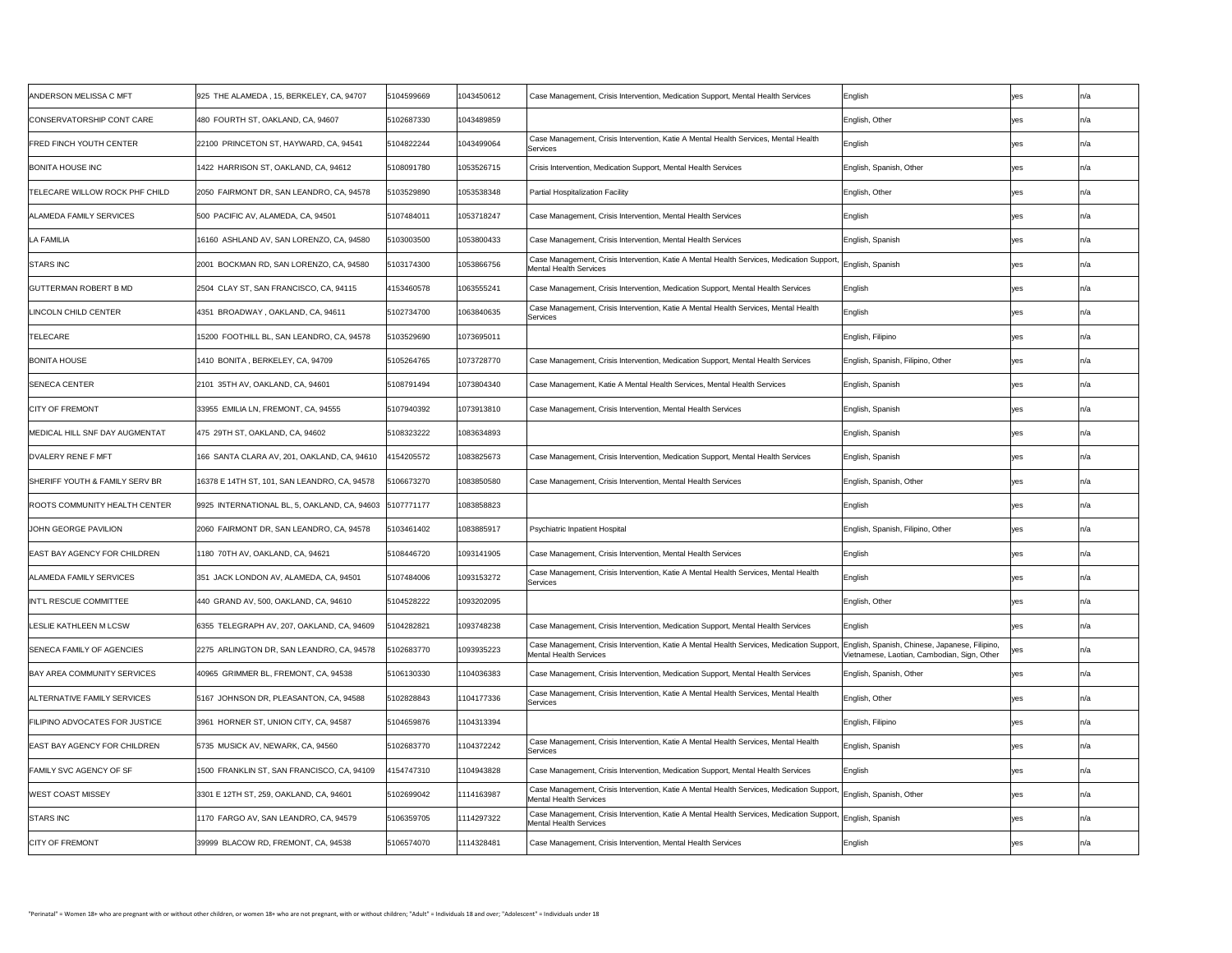| | | | | | | | |
|---|---|---|---|---|---|---|---|
| ANDERSON MELISSA C MFT | 925 THE ALAMEDA , 15, BERKELEY, CA, 94707 | 5104599669 | 1043450612 | Case Management, Crisis Intervention, Medication Support, Mental Health Services | English | yes | n/a |
| CONSERVATORSHIP CONT CARE | 480 FOURTH ST, OAKLAND, CA, 94607 | 5102687330 | 1043489859 | | English, Other | yes | n/a |
| FRED FINCH YOUTH CENTER | 22100 PRINCETON ST, HAYWARD, CA, 94541 | 5104822244 | 1043499064 | Case Management, Crisis Intervention, Katie A Mental Health Services, Mental Health Services | English | yes | n/a |
| BONITA HOUSE INC | 1422 HARRISON ST, OAKLAND, CA, 94612 | 5108091780 | 1053526715 | Crisis Intervention, Medication Support, Mental Health Services | English, Spanish, Other | yes | n/a |
| TELECARE WILLOW ROCK PHF CHILD | 2050 FAIRMONT DR, SAN LEANDRO, CA, 94578 | 5103529890 | 1053538348 | Partial Hospitalization Facility | English, Other | yes | n/a |
| ALAMEDA FAMILY SERVICES | 500 PACIFIC AV, ALAMEDA, CA, 94501 | 5107484011 | 1053718247 | Case Management, Crisis Intervention, Mental Health Services | English | yes | n/a |
| LA FAMILIA | 16160 ASHLAND AV, SAN LORENZO, CA, 94580 | 5103003500 | 1053800433 | Case Management, Crisis Intervention, Mental Health Services | English, Spanish | yes | n/a |
| STARS INC | 2001 BOCKMAN RD, SAN LORENZO, CA, 94580 | 5103174300 | 1053866756 | Case Management, Crisis Intervention, Katie A Mental Health Services, Medication Support, Mental Health Services | English, Spanish | yes | n/a |
| GUTTERMAN ROBERT B MD | 2504 CLAY ST, SAN FRANCISCO, CA, 94115 | 4153460578 | 1063555241 | Case Management, Crisis Intervention, Medication Support, Mental Health Services | English | yes | n/a |
| LINCOLN CHILD CENTER | 4351 BROADWAY , OAKLAND, CA, 94611 | 5102734700 | 1063840635 | Case Management, Crisis Intervention, Katie A Mental Health Services, Mental Health Services | English | yes | n/a |
| TELECARE | 15200 FOOTHILL BL, SAN LEANDRO, CA, 94578 | 5103529690 | 1073695011 | | English, Filipino | yes | n/a |
| BONITA HOUSE | 1410 BONITA , BERKELEY, CA, 94709 | 5105264765 | 1073728770 | Case Management, Crisis Intervention, Medication Support, Mental Health Services | English, Spanish, Filipino, Other | yes | n/a |
| SENECA CENTER | 2101 35TH AV, OAKLAND, CA, 94601 | 5108791494 | 1073804340 | Case Management, Katie A Mental Health Services, Mental Health Services | English, Spanish | yes | n/a |
| CITY OF FREMONT | 33955 EMILIA LN, FREMONT, CA, 94555 | 5107940392 | 1073913810 | Case Management, Crisis Intervention, Mental Health Services | English, Spanish | yes | n/a |
| MEDICAL HILL SNF DAY AUGMENTAT | 475 29TH ST, OAKLAND, CA, 94602 | 5108323222 | 1083634893 | | English, Spanish | yes | n/a |
| DVALERY RENE F MFT | 166 SANTA CLARA AV, 201, OAKLAND, CA, 94610 | 4154205572 | 1083825673 | Case Management, Crisis Intervention, Medication Support, Mental Health Services | English, Spanish | yes | n/a |
| SHERIFF YOUTH & FAMILY SERV BR | 16378 E 14TH ST, 101, SAN LEANDRO, CA, 94578 | 5106673270 | 1083850580 | Case Management, Crisis Intervention, Mental Health Services | English, Spanish, Other | yes | n/a |
| ROOTS COMMUNITY HEALTH CENTER | 9925 INTERNATIONAL BL, 5, OAKLAND, CA, 94603 | 5107771177 | 1083858823 | | English | yes | n/a |
| JOHN GEORGE PAVILION | 2060 FAIRMONT DR, SAN LEANDRO, CA, 94578 | 5103461402 | 1083885917 | Psychiatric Inpatient Hospital | English, Spanish, Filipino, Other | yes | n/a |
| EAST BAY AGENCY FOR CHILDREN | 1180 70TH AV, OAKLAND, CA, 94621 | 5108446720 | 1093141905 | Case Management, Crisis Intervention, Mental Health Services | English | yes | n/a |
| ALAMEDA FAMILY SERVICES | 351 JACK LONDON AV, ALAMEDA, CA, 94501 | 5107484006 | 1093153272 | Case Management, Crisis Intervention, Katie A Mental Health Services, Mental Health Services | English | yes | n/a |
| INT'L RESCUE COMMITTEE | 440 GRAND AV, 500, OAKLAND, CA, 94610 | 5104528222 | 1093202095 | | English, Other | yes | n/a |
| LESLIE KATHLEEN M LCSW | 6355 TELEGRAPH AV, 207, OAKLAND, CA, 94609 | 5104282821 | 1093748238 | Case Management, Crisis Intervention, Medication Support, Mental Health Services | English | yes | n/a |
| SENECA FAMILY OF AGENCIES | 2275 ARLINGTON DR, SAN LEANDRO, CA, 94578 | 5102683770 | 1093935223 | Case Management, Crisis Intervention, Katie A Mental Health Services, Medication Support, Mental Health Services | English, Spanish, Chinese, Japanese, Filipino, Vietnamese, Laotian, Cambodian, Sign, Other | yes | n/a |
| BAY AREA COMMUNITY SERVICES | 40965 GRIMMER BL, FREMONT, CA, 94538 | 5106130330 | 1104036383 | Case Management, Crisis Intervention, Medication Support, Mental Health Services | English, Spanish, Other | yes | n/a |
| ALTERNATIVE FAMILY SERVICES | 5167 JOHNSON DR, PLEASANTON, CA, 94588 | 5102828843 | 1104177336 | Case Management, Crisis Intervention, Katie A Mental Health Services, Mental Health Services | English, Other | yes | n/a |
| FILIPINO ADVOCATES FOR JUSTICE | 3961 HORNER ST, UNION CITY, CA, 94587 | 5104659876 | 1104313394 | | English, Filipino | yes | n/a |
| EAST BAY AGENCY FOR CHILDREN | 5735 MUSICK AV, NEWARK, CA, 94560 | 5102683770 | 1104372242 | Case Management, Crisis Intervention, Katie A Mental Health Services, Mental Health Services | English, Spanish | yes | n/a |
| FAMILY SVC AGENCY OF SF | 1500 FRANKLIN ST, SAN FRANCISCO, CA, 94109 | 4154747310 | 1104943828 | Case Management, Crisis Intervention, Medication Support, Mental Health Services | English | yes | n/a |
| WEST COAST MISSEY | 3301 E 12TH ST, 259, OAKLAND, CA, 94601 | 5102699042 | 1114163987 | Case Management, Crisis Intervention, Katie A Mental Health Services, Medication Support, Mental Health Services | English, Spanish, Other | yes | n/a |
| STARS INC | 1170 FARGO AV, SAN LEANDRO, CA, 94579 | 5106359705 | 1114297322 | Case Management, Crisis Intervention, Katie A Mental Health Services, Medication Support, Mental Health Services | English, Spanish | yes | n/a |
| CITY OF FREMONT | 39999 BLACOW RD, FREMONT, CA, 94538 | 5106574070 | 1114328481 | Case Management, Crisis Intervention, Mental Health Services | English | yes | n/a |

"Perinatal" = Women 18+ who are pregnant with or without other children, or women 18+ who are not pregnant, with or without children; "Adult" = Individuals 18 and over; "Adolescent" = Individuals under 18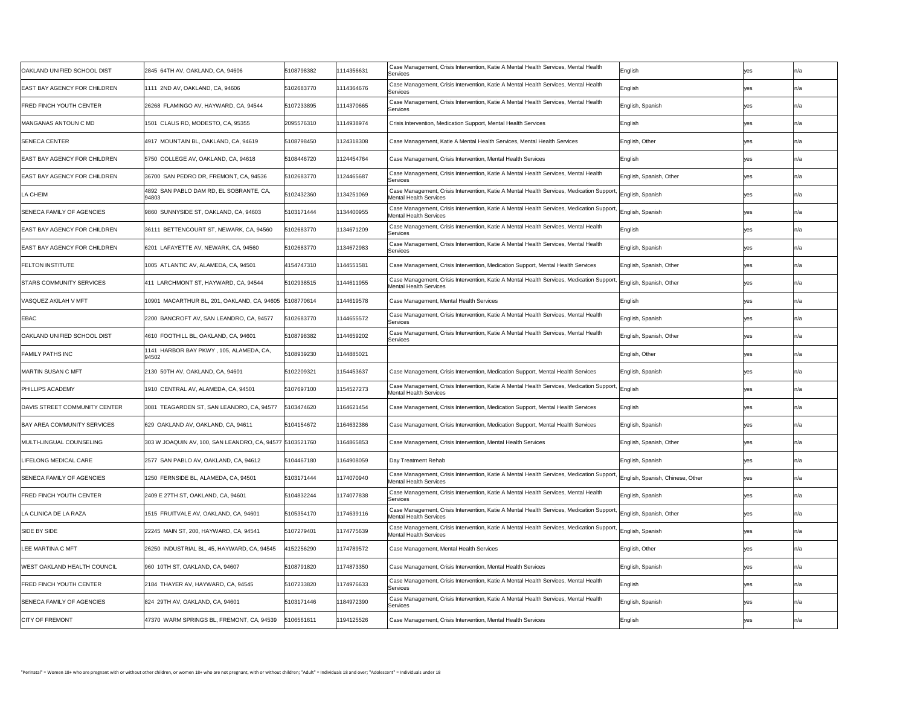| | | | | | | | |
|---|---|---|---|---|---|---|---|
| OAKLAND UNIFIED SCHOOL DIST | 2845 64TH AV, OAKLAND, CA, 94606 | 5108798382 | 1114356631 | Case Management, Crisis Intervention, Katie A Mental Health Services, Mental Health Services | English | yes | n/a |
| EAST BAY AGENCY FOR CHILDREN | 1111 2ND AV, OAKLAND, CA, 94606 | 5102683770 | 1114364676 | Case Management, Crisis Intervention, Katie A Mental Health Services, Mental Health Services | English | yes | n/a |
| FRED FINCH YOUTH CENTER | 26268 FLAMINGO AV, HAYWARD, CA, 94544 | 5107233895 | 1114370665 | Case Management, Crisis Intervention, Katie A Mental Health Services, Mental Health Services | English, Spanish | yes | n/a |
| MANGANAS ANTOUN C MD | 1501 CLAUS RD, MODESTO, CA, 95355 | 2095576310 | 1114938974 | Crisis Intervention, Medication Support, Mental Health Services | English | yes | n/a |
| SENECA CENTER | 4917 MOUNTAIN BL, OAKLAND, CA, 94619 | 5108798450 | 1124318308 | Case Management, Katie A Mental Health Services, Mental Health Services | English, Other | yes | n/a |
| EAST BAY AGENCY FOR CHILDREN | 5750 COLLEGE AV, OAKLAND, CA, 94618 | 5108446720 | 1124454764 | Case Management, Crisis Intervention, Mental Health Services | English | yes | n/a |
| EAST BAY AGENCY FOR CHILDREN | 36700 SAN PEDRO DR, FREMONT, CA, 94536 | 5102683770 | 1124465687 | Case Management, Crisis Intervention, Katie A Mental Health Services, Mental Health Services | English, Spanish, Other | yes | n/a |
| LA CHEIM | 4892 SAN PABLO DAM RD, EL SOBRANTE, CA, 94803 | 5102432360 | 1134251069 | Case Management, Crisis Intervention, Katie A Mental Health Services, Medication Support, Mental Health Services | English, Spanish | yes | n/a |
| SENECA FAMILY OF AGENCIES | 9860 SUNNYSIDE ST, OAKLAND, CA, 94603 | 5103171444 | 1134400955 | Case Management, Crisis Intervention, Katie A Mental Health Services, Medication Support, Mental Health Services | English, Spanish | yes | n/a |
| EAST BAY AGENCY FOR CHILDREN | 36111 BETTENCOURT ST, NEWARK, CA, 94560 | 5102683770 | 1134671209 | Case Management, Crisis Intervention, Katie A Mental Health Services, Mental Health Services | English | yes | n/a |
| EAST BAY AGENCY FOR CHILDREN | 6201 LAFAYETTE AV, NEWARK, CA, 94560 | 5102683770 | 1134672983 | Case Management, Crisis Intervention, Katie A Mental Health Services, Mental Health Services | English, Spanish | yes | n/a |
| FELTON INSTITUTE | 1005 ATLANTIC AV, ALAMEDA, CA, 94501 | 4154747310 | 1144551581 | Case Management, Crisis Intervention, Medication Support, Mental Health Services | English, Spanish, Other | yes | n/a |
| STARS COMMUNITY SERVICES | 411 LARCHMONT ST, HAYWARD, CA, 94544 | 5102938515 | 1144611955 | Case Management, Crisis Intervention, Katie A Mental Health Services, Medication Support, Mental Health Services | English, Spanish, Other | yes | n/a |
| VASQUEZ AKILAH V MFT | 10901 MACARTHUR BL, 201, OAKLAND, CA, 94605 | 5108770614 | 1144619578 | Case Management, Mental Health Services | English | yes | n/a |
| EBAC | 2200 BANCROFT AV, SAN LEANDRO, CA, 94577 | 5102683770 | 1144655572 | Case Management, Crisis Intervention, Katie A Mental Health Services, Mental Health Services | English, Spanish | yes | n/a |
| OAKLAND UNIFIED SCHOOL DIST | 4610 FOOTHILL BL, OAKLAND, CA, 94601 | 5108798382 | 1144659202 | Case Management, Crisis Intervention, Katie A Mental Health Services, Mental Health Services | English, Spanish, Other | yes | n/a |
| FAMILY PATHS INC | 1141 HARBOR BAY PKWY , 105, ALAMEDA, CA, 94502 | 5108939230 | 1144885021 | | English, Other | yes | n/a |
| MARTIN SUSAN C MFT | 2130 50TH AV, OAKLAND, CA, 94601 | 5102209321 | 1154453637 | Case Management, Crisis Intervention, Medication Support, Mental Health Services | English, Spanish | yes | n/a |
| PHILLIPS ACADEMY | 1910 CENTRAL AV, ALAMEDA, CA, 94501 | 5107697100 | 1154527273 | Case Management, Crisis Intervention, Katie A Mental Health Services, Medication Support, Mental Health Services | English | yes | n/a |
| DAVIS STREET COMMUNITY CENTER | 3081 TEAGARDEN ST, SAN LEANDRO, CA, 94577 | 5103474620 | 1164621454 | Case Management, Crisis Intervention, Medication Support, Mental Health Services | English | yes | n/a |
| BAY AREA COMMUNITY SERVICES | 629 OAKLAND AV, OAKLAND, CA, 94611 | 5104154672 | 1164632386 | Case Management, Crisis Intervention, Medication Support, Mental Health Services | English, Spanish | yes | n/a |
| MULTI-LINGUAL COUNSELING | 303 W JOAQUIN AV, 100, SAN LEANDRO, CA, 94577 | 5103521760 | 1164865853 | Case Management, Crisis Intervention, Mental Health Services | English, Spanish, Other | yes | n/a |
| LIFELONG MEDICAL CARE | 2577 SAN PABLO AV, OAKLAND, CA, 94612 | 5104467180 | 1164908059 | Day Treatment Rehab | English, Spanish | yes | n/a |
| SENECA FAMILY OF AGENCIES | 1250 FERNSIDE BL, ALAMEDA, CA, 94501 | 5103171444 | 1174070940 | Case Management, Crisis Intervention, Katie A Mental Health Services, Medication Support, Mental Health Services | English, Spanish, Chinese, Other | yes | n/a |
| FRED FINCH YOUTH CENTER | 2409 E 27TH ST, OAKLAND, CA, 94601 | 5104832244 | 1174077838 | Case Management, Crisis Intervention, Katie A Mental Health Services, Mental Health Services | English, Spanish | yes | n/a |
| LA CLINICA DE LA RAZA | 1515 FRUITVALE AV, OAKLAND, CA, 94601 | 5105354170 | 1174639116 | Case Management, Crisis Intervention, Katie A Mental Health Services, Medication Support, Mental Health Services | English, Spanish, Other | yes | n/a |
| SIDE BY SIDE | 22245 MAIN ST, 200, HAYWARD, CA, 94541 | 5107279401 | 1174775639 | Case Management, Crisis Intervention, Katie A Mental Health Services, Medication Support, Mental Health Services | English, Spanish | yes | n/a |
| LEE MARTINA C MFT | 26250 INDUSTRIAL BL, 45, HAYWARD, CA, 94545 | 4152256290 | 1174789572 | Case Management, Mental Health Services | English, Other | yes | n/a |
| WEST OAKLAND HEALTH COUNCIL | 960 10TH ST, OAKLAND, CA, 94607 | 5108791820 | 1174873350 | Case Management, Crisis Intervention, Mental Health Services | English, Spanish | yes | n/a |
| FRED FINCH YOUTH CENTER | 2184 THAYER AV, HAYWARD, CA, 94545 | 5107233820 | 1174976633 | Case Management, Crisis Intervention, Katie A Mental Health Services, Mental Health Services | English | yes | n/a |
| SENECA FAMILY OF AGENCIES | 824 29TH AV, OAKLAND, CA, 94601 | 5103171446 | 1184972390 | Case Management, Crisis Intervention, Katie A Mental Health Services, Mental Health Services | English, Spanish | yes | n/a |
| CITY OF FREMONT | 47370 WARM SPRINGS BL, FREMONT, CA, 94539 | 5106561611 | 1194125526 | Case Management, Crisis Intervention, Mental Health Services | English | yes | n/a |

"Perinatal" = Women 18+ who are pregnant with or without other children, or women 18+ who are not pregnant, with or without children; "Adult" = Individuals 18 and over; "Adolescent" = Individuals under 18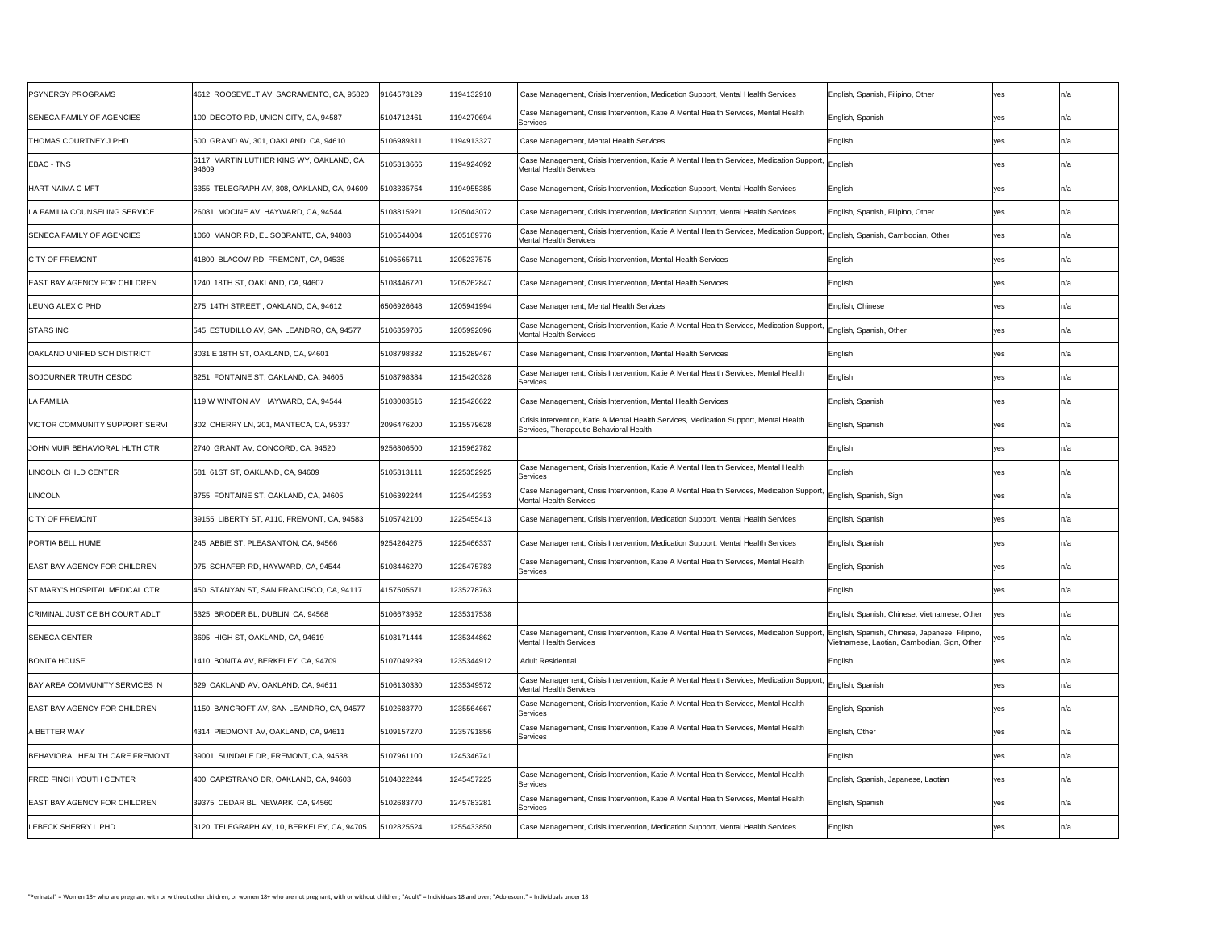| | | | | | | | |
|---|---|---|---|---|---|---|---|
| PSYNERGY PROGRAMS | 4612 ROOSEVELT AV, SACRAMENTO, CA, 95820 | 9164573129 | 1194132910 | Case Management, Crisis Intervention, Medication Support, Mental Health Services | English, Spanish, Filipino, Other | yes | n/a |
| SENECA FAMILY OF AGENCIES | 100 DECOTO RD, UNION CITY, CA, 94587 | 5104712461 | 1194270694 | Case Management, Crisis Intervention, Katie A Mental Health Services, Mental Health Services | English, Spanish | yes | n/a |
| THOMAS COURTNEY J PHD | 600 GRAND AV, 301, OAKLAND, CA, 94610 | 5106989311 | 1194913327 | Case Management, Mental Health Services | English | yes | n/a |
| EBAC - TNS | 6117 MARTIN LUTHER KING WY, OAKLAND, CA, 94609 | 5105313666 | 1194924092 | Case Management, Crisis Intervention, Katie A Mental Health Services, Medication Support, Mental Health Services | English | yes | n/a |
| HART NAIMA C MFT | 6355 TELEGRAPH AV, 308, OAKLAND, CA, 94609 | 5103335754 | 1194955385 | Case Management, Crisis Intervention, Medication Support, Mental Health Services | English | yes | n/a |
| LA FAMILIA COUNSELING SERVICE | 26081 MOCINE AV, HAYWARD, CA, 94544 | 5108815921 | 1205043072 | Case Management, Crisis Intervention, Medication Support, Mental Health Services | English, Spanish, Filipino, Other | yes | n/a |
| SENECA FAMILY OF AGENCIES | 1060 MANOR RD, EL SOBRANTE, CA, 94803 | 5106544004 | 1205189776 | Case Management, Crisis Intervention, Katie A Mental Health Services, Medication Support, Mental Health Services | English, Spanish, Cambodian, Other | yes | n/a |
| CITY OF FREMONT | 41800 BLACOW RD, FREMONT, CA, 94538 | 5106565711 | 1205237575 | Case Management, Crisis Intervention, Mental Health Services | English | yes | n/a |
| EAST BAY AGENCY FOR CHILDREN | 1240 18TH ST, OAKLAND, CA, 94607 | 5108446720 | 1205262847 | Case Management, Crisis Intervention, Mental Health Services | English | yes | n/a |
| LEUNG ALEX C PHD | 275 14TH STREET , OAKLAND, CA, 94612 | 6506926648 | 1205941994 | Case Management, Mental Health Services | English, Chinese | yes | n/a |
| STARS INC | 545 ESTUDILLO AV, SAN LEANDRO, CA, 94577 | 5106359705 | 1205992096 | Case Management, Crisis Intervention, Katie A Mental Health Services, Medication Support, Mental Health Services | English, Spanish, Other | yes | n/a |
| OAKLAND UNIFIED SCH DISTRICT | 3031 E 18TH ST, OAKLAND, CA, 94601 | 5108798382 | 1215289467 | Case Management, Crisis Intervention, Mental Health Services | English | yes | n/a |
| SOJOURNER TRUTH CESDC | 8251 FONTAINE ST, OAKLAND, CA, 94605 | 5108798384 | 1215420328 | Case Management, Crisis Intervention, Katie A Mental Health Services, Mental Health Services | English | yes | n/a |
| LA FAMILIA | 119 W WINTON AV, HAYWARD, CA, 94544 | 5103003516 | 1215426622 | Case Management, Crisis Intervention, Mental Health Services | English, Spanish | yes | n/a |
| VICTOR COMMUNITY SUPPORT SERVI | 302 CHERRY LN, 201, MANTECA, CA, 95337 | 2096476200 | 1215579628 | Crisis Intervention, Katie A Mental Health Services, Medication Support, Mental Health Services, Therapeutic Behavioral Health | English, Spanish | yes | n/a |
| JOHN MUIR BEHAVIORAL HLTH CTR | 2740 GRANT AV, CONCORD, CA, 94520 | 9256806500 | 1215962782 | | English | yes | n/a |
| LINCOLN CHILD CENTER | 581 61ST ST, OAKLAND, CA, 94609 | 5105313111 | 1225352925 | Case Management, Crisis Intervention, Katie A Mental Health Services, Mental Health Services | English | yes | n/a |
| LINCOLN | 8755 FONTAINE ST, OAKLAND, CA, 94605 | 5106392244 | 1225442353 | Case Management, Crisis Intervention, Katie A Mental Health Services, Medication Support, Mental Health Services | English, Spanish, Sign | yes | n/a |
| CITY OF FREMONT | 39155 LIBERTY ST, A110, FREMONT, CA, 94583 | 5105742100 | 1225455413 | Case Management, Crisis Intervention, Medication Support, Mental Health Services | English, Spanish | yes | n/a |
| PORTIA BELL HUME | 245 ABBIE ST, PLEASANTON, CA, 94566 | 9254264275 | 1225466337 | Case Management, Crisis Intervention, Medication Support, Mental Health Services | English, Spanish | yes | n/a |
| EAST BAY AGENCY FOR CHILDREN | 975 SCHAFER RD, HAYWARD, CA, 94544 | 5108446270 | 1225475783 | Case Management, Crisis Intervention, Katie A Mental Health Services, Mental Health Services | English, Spanish | yes | n/a |
| ST MARY'S HOSPITAL MEDICAL CTR | 450 STANYAN ST, SAN FRANCISCO, CA, 94117 | 4157505571 | 1235278763 | | English | yes | n/a |
| CRIMINAL JUSTICE BH COURT ADLT | 5325 BRODER BL, DUBLIN, CA, 94568 | 5106673952 | 1235317538 | | English, Spanish, Chinese, Vietnamese, Other | yes | n/a |
| SENECA CENTER | 3695 HIGH ST, OAKLAND, CA, 94619 | 5103171444 | 1235344862 | Case Management, Crisis Intervention, Katie A Mental Health Services, Medication Support, Mental Health Services | English, Spanish, Chinese, Japanese, Filipino, Vietnamese, Laotian, Cambodian, Sign, Other | yes | n/a |
| BONITA HOUSE | 1410 BONITA AV, BERKELEY, CA, 94709 | 5107049239 | 1235344912 | Adult Residential | English | yes | n/a |
| BAY AREA COMMUNITY SERVICES IN | 629 OAKLAND AV, OAKLAND, CA, 94611 | 5106130330 | 1235349572 | Case Management, Crisis Intervention, Katie A Mental Health Services, Medication Support, Mental Health Services | English, Spanish | yes | n/a |
| EAST BAY AGENCY FOR CHILDREN | 1150 BANCROFT AV, SAN LEANDRO, CA, 94577 | 5102683770 | 1235564667 | Case Management, Crisis Intervention, Katie A Mental Health Services, Mental Health Services | English, Spanish | yes | n/a |
| A BETTER WAY | 4314 PIEDMONT AV, OAKLAND, CA, 94611 | 5109157270 | 1235791856 | Case Management, Crisis Intervention, Katie A Mental Health Services, Mental Health Services | English, Other | yes | n/a |
| BEHAVIORAL HEALTH CARE FREMONT | 39001 SUNDALE DR, FREMONT, CA, 94538 | 5107961100 | 1245346741 | | English | yes | n/a |
| FRED FINCH YOUTH CENTER | 400 CAPISTRANO DR, OAKLAND, CA, 94603 | 5104822244 | 1245457225 | Case Management, Crisis Intervention, Katie A Mental Health Services, Mental Health Services | English, Spanish, Japanese, Laotian | yes | n/a |
| EAST BAY AGENCY FOR CHILDREN | 39375 CEDAR BL, NEWARK, CA, 94560 | 5102683770 | 1245783281 | Case Management, Crisis Intervention, Katie A Mental Health Services, Mental Health Services | English, Spanish | yes | n/a |
| LEBECK SHERRY L PHD | 3120 TELEGRAPH AV, 10, BERKELEY, CA, 94705 | 5102825524 | 1255433850 | Case Management, Crisis Intervention, Medication Support, Mental Health Services | English | yes | n/a |

"Perinatal" = Women 18+ who are pregnant with or without other children, or women 18+ who are not pregnant, with or without children; "Adult" = Individuals 18 and over; "Adolescent" = Individuals under 18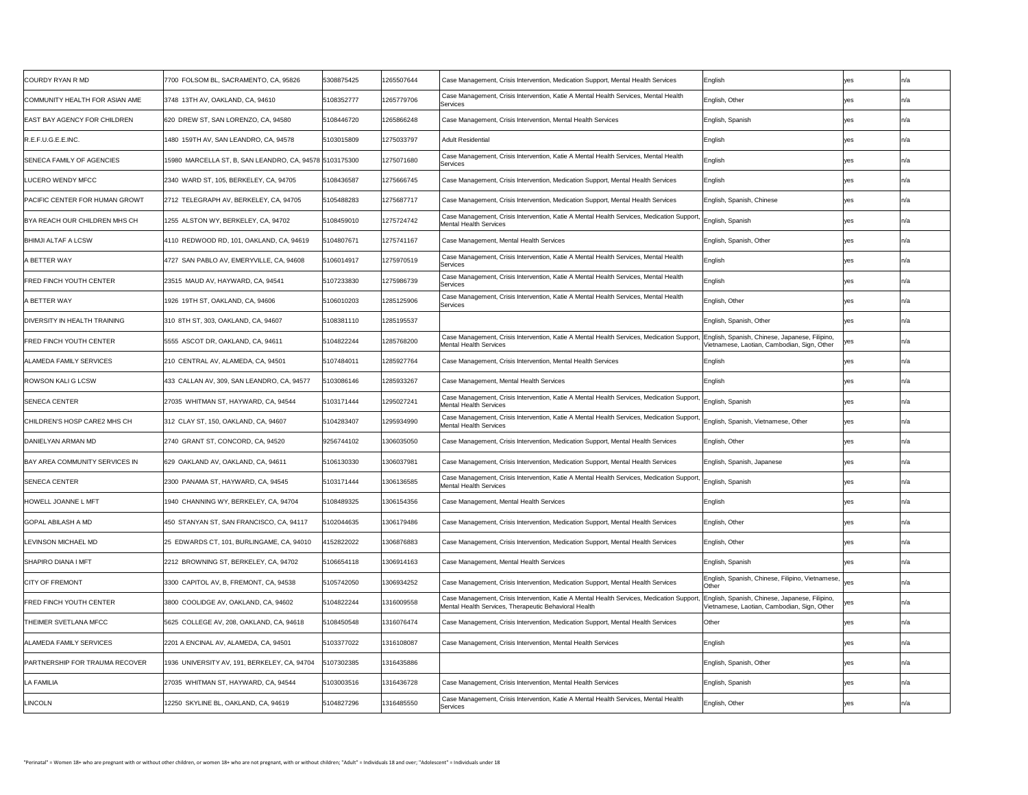| | | | | | | | |
|---|---|---|---|---|---|---|---|
| COURDY RYAN R MD | 7700 FOLSOM BL, SACRAMENTO, CA, 95826 | 5308875425 | 1265507644 | Case Management, Crisis Intervention, Medication Support, Mental Health Services | English | yes | n/a |
| COMMUNITY HEALTH FOR ASIAN AME | 3748 13TH AV, OAKLAND, CA, 94610 | 5108352777 | 1265779706 | Case Management, Crisis Intervention, Katie A Mental Health Services, Mental Health Services | English, Other | yes | n/a |
| EAST BAY AGENCY FOR CHILDREN | 620 DREW ST, SAN LORENZO, CA, 94580 | 5108446720 | 1265866248 | Case Management, Crisis Intervention, Mental Health Services | English, Spanish | yes | n/a |
| R.E.F.U.G.E.E.INC. | 1480 159TH AV, SAN LEANDRO, CA, 94578 | 5103015809 | 1275033797 | Adult Residential | English | yes | n/a |
| SENECA FAMILY OF AGENCIES | 15980 MARCELLA ST, B, SAN LEANDRO, CA, 94578 | 5103175300 | 1275071680 | Case Management, Crisis Intervention, Katie A Mental Health Services, Mental Health Services | English | yes | n/a |
| LUCERO WENDY MFCC | 2340 WARD ST, 105, BERKELEY, CA, 94705 | 5108436587 | 1275666745 | Case Management, Crisis Intervention, Medication Support, Mental Health Services | English | yes | n/a |
| PACIFIC CENTER FOR HUMAN GROWT | 2712 TELEGRAPH AV, BERKELEY, CA, 94705 | 5105488283 | 1275687717 | Case Management, Crisis Intervention, Medication Support, Mental Health Services | English, Spanish, Chinese | yes | n/a |
| BYA REACH OUR CHILDREN MHS CH | 1255 ALSTON WY, BERKELEY, CA, 94702 | 5108459010 | 1275724742 | Case Management, Crisis Intervention, Katie A Mental Health Services, Medication Support, Mental Health Services | English, Spanish | yes | n/a |
| BHIMJI ALTAF A LCSW | 4110 REDWOOD RD, 101, OAKLAND, CA, 94619 | 5104807671 | 1275741167 | Case Management, Mental Health Services | English, Spanish, Other | yes | n/a |
| A BETTER WAY | 4727 SAN PABLO AV, EMERYVILLE, CA, 94608 | 5106014917 | 1275970519 | Case Management, Crisis Intervention, Katie A Mental Health Services, Mental Health Services | English | yes | n/a |
| FRED FINCH YOUTH CENTER | 23515 MAUD AV, HAYWARD, CA, 94541 | 5107233830 | 1275986739 | Case Management, Crisis Intervention, Katie A Mental Health Services, Mental Health Services | English | yes | n/a |
| A BETTER WAY | 1926 19TH ST, OAKLAND, CA, 94606 | 5106010203 | 1285125906 | Case Management, Crisis Intervention, Katie A Mental Health Services, Mental Health Services | English, Other | yes | n/a |
| DIVERSITY IN HEALTH TRAINING | 310 8TH ST, 303, OAKLAND, CA, 94607 | 5108381110 | 1285195537 | | English, Spanish, Other | yes | n/a |
| FRED FINCH YOUTH CENTER | 5555 ASCOT DR, OAKLAND, CA, 94611 | 5104822244 | 1285768200 | Case Management, Crisis Intervention, Katie A Mental Health Services, Medication Support, Mental Health Services | English, Spanish, Chinese, Japanese, Filipino, Vietnamese, Laotian, Cambodian, Sign, Other | yes | n/a |
| ALAMEDA FAMILY SERVICES | 210 CENTRAL AV, ALAMEDA, CA, 94501 | 5107484011 | 1285927764 | Case Management, Crisis Intervention, Mental Health Services | English | yes | n/a |
| ROWSON KALI G LCSW | 433 CALLAN AV, 309, SAN LEANDRO, CA, 94577 | 5103086146 | 1285933267 | Case Management, Mental Health Services | English | yes | n/a |
| SENECA CENTER | 27035 WHITMAN ST, HAYWARD, CA, 94544 | 5103171444 | 1295027241 | Case Management, Crisis Intervention, Katie A Mental Health Services, Medication Support, Mental Health Services | English, Spanish | yes | n/a |
| CHILDREN'S HOSP CARE2 MHS CH | 312 CLAY ST, 150, OAKLAND, CA, 94607 | 5104283407 | 1295934990 | Case Management, Crisis Intervention, Katie A Mental Health Services, Medication Support, Mental Health Services | English, Spanish, Vietnamese, Other | yes | n/a |
| DANIELYAN ARMAN MD | 2740 GRANT ST, CONCORD, CA, 94520 | 9256744102 | 1306035050 | Case Management, Crisis Intervention, Medication Support, Mental Health Services | English, Other | yes | n/a |
| BAY AREA COMMUNITY SERVICES IN | 629 OAKLAND AV, OAKLAND, CA, 94611 | 5106130330 | 1306037981 | Case Management, Crisis Intervention, Medication Support, Mental Health Services | English, Spanish, Japanese | yes | n/a |
| SENECA CENTER | 2300 PANAMA ST, HAYWARD, CA, 94545 | 5103171444 | 1306136585 | Case Management, Crisis Intervention, Katie A Mental Health Services, Medication Support, Mental Health Services | English, Spanish | yes | n/a |
| HOWELL JOANNE L MFT | 1940 CHANNING WY, BERKELEY, CA, 94704 | 5108489325 | 1306154356 | Case Management, Mental Health Services | English | yes | n/a |
| GOPAL ABILASH A MD | 450 STANYAN ST, SAN FRANCISCO, CA, 94117 | 5102044635 | 1306179486 | Case Management, Crisis Intervention, Medication Support, Mental Health Services | English, Other | yes | n/a |
| LEVINSON MICHAEL MD | 25 EDWARDS CT, 101, BURLINGAME, CA, 94010 | 4152822022 | 1306876883 | Case Management, Crisis Intervention, Medication Support, Mental Health Services | English, Other | yes | n/a |
| SHAPIRO DIANA I MFT | 2212 BROWNING ST, BERKELEY, CA, 94702 | 5106654118 | 1306914163 | Case Management, Mental Health Services | English, Spanish | yes | n/a |
| CITY OF FREMONT | 3300 CAPITOL AV, B, FREMONT, CA, 94538 | 5105742050 | 1306934252 | Case Management, Crisis Intervention, Medication Support, Mental Health Services | English, Spanish, Chinese, Filipino, Vietnamese, Other | yes | n/a |
| FRED FINCH YOUTH CENTER | 3800 COOLIDGE AV, OAKLAND, CA, 94602 | 5104822244 | 1316009558 | Case Management, Crisis Intervention, Katie A Mental Health Services, Medication Support, Mental Health Services, Therapeutic Behavioral Health | English, Spanish, Chinese, Japanese, Filipino, Vietnamese, Laotian, Cambodian, Sign, Other | yes | n/a |
| THEIMER SVETLANA MFCC | 5625 COLLEGE AV, 208, OAKLAND, CA, 94618 | 5108450548 | 1316076474 | Case Management, Crisis Intervention, Medication Support, Mental Health Services | Other | yes | n/a |
| ALAMEDA FAMILY SERVICES | 2201 A ENCINAL AV, ALAMEDA, CA, 94501 | 5103377022 | 1316108087 | Case Management, Crisis Intervention, Mental Health Services | English | yes | n/a |
| PARTNERSHIP FOR TRAUMA RECOVER | 1936 UNIVERSITY AV, 191, BERKELEY, CA, 94704 | 5107302385 | 1316435886 | | English, Spanish, Other | yes | n/a |
| LA FAMILIA | 27035 WHITMAN ST, HAYWARD, CA, 94544 | 5103003516 | 1316436728 | Case Management, Crisis Intervention, Mental Health Services | English, Spanish | yes | n/a |
| LINCOLN | 12250 SKYLINE BL, OAKLAND, CA, 94619 | 5104827296 | 1316485550 | Case Management, Crisis Intervention, Katie A Mental Health Services, Mental Health Services | English, Other | yes | n/a |

"Perinatal" = Women 18+ who are pregnant with or without other children, or women 18+ who are not pregnant, with or without children; "Adult" = Individuals 18 and over; "Adolescent" = Individuals under 18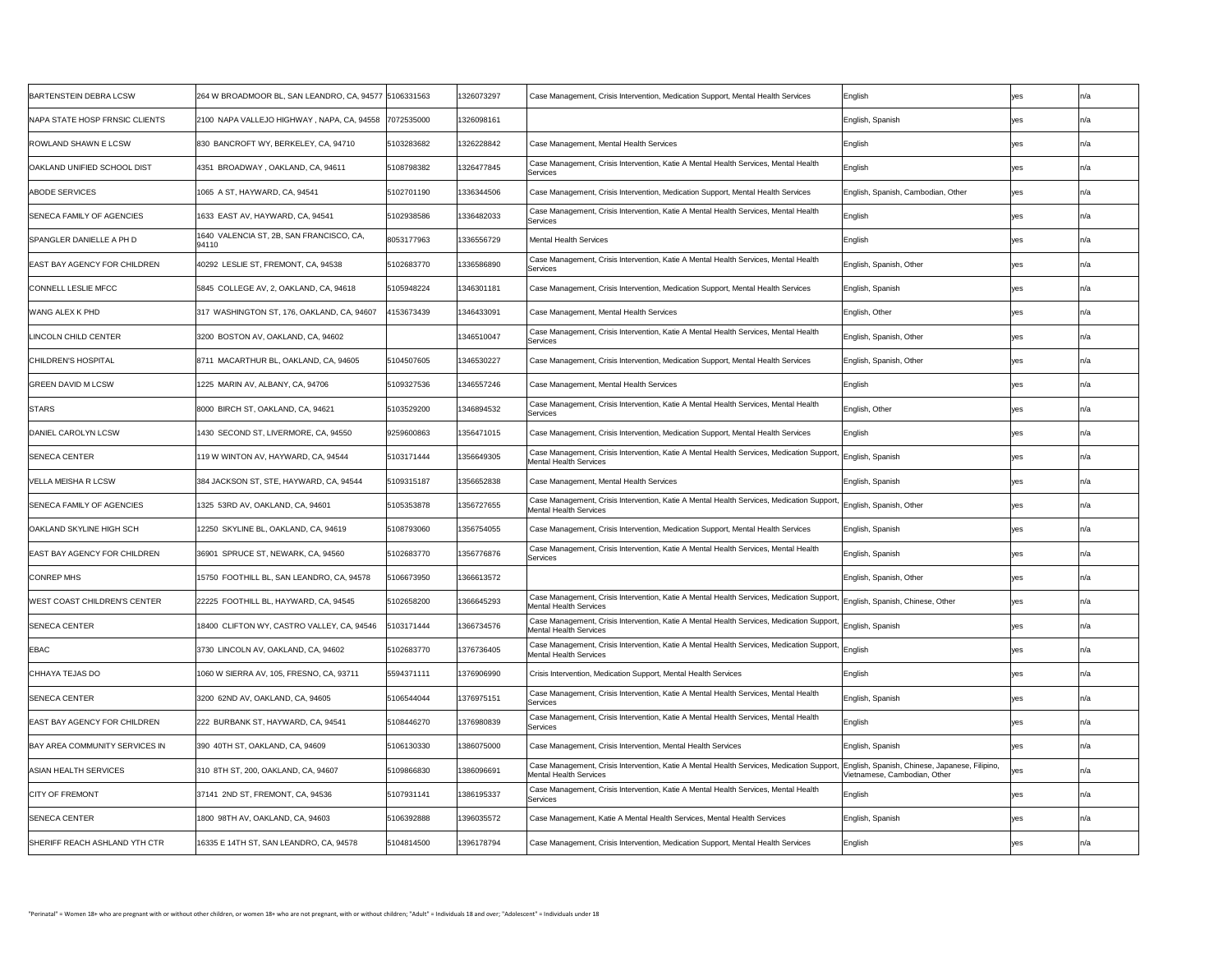| | | | | | | | |
|---|---|---|---|---|---|---|---|
| BARTENSTEIN DEBRA LCSW | 264 W BROADMOOR BL, SAN LEANDRO, CA, 94577 | 5106331563 | 1326073297 | Case Management, Crisis Intervention, Medication Support, Mental Health Services | English | yes | n/a |
| NAPA STATE HOSP FRNSIC CLIENTS | 2100 NAPA VALLEJO HIGHWAY , NAPA, CA, 94558 | 7072535000 | 1326098161 | | English, Spanish | yes | n/a |
| ROWLAND SHAWN E LCSW | 830 BANCROFT WY, BERKELEY, CA, 94710 | 5103283682 | 1326228842 | Case Management, Mental Health Services | English | yes | n/a |
| OAKLAND UNIFIED SCHOOL DIST | 4351 BROADWAY , OAKLAND, CA, 94611 | 5108798382 | 1326477845 | Case Management, Crisis Intervention, Katie A Mental Health Services, Mental Health Services | English | yes | n/a |
| ABODE SERVICES | 1065 A ST, HAYWARD, CA, 94541 | 5102701190 | 1336344506 | Case Management, Crisis Intervention, Medication Support, Mental Health Services | English, Spanish, Cambodian, Other | yes | n/a |
| SENECA FAMILY OF AGENCIES | 1633 EAST AV, HAYWARD, CA, 94541 | 5102938586 | 1336482033 | Case Management, Crisis Intervention, Katie A Mental Health Services, Mental Health Services | English | yes | n/a |
| SPANGLER DANIELLE A PH D | 1640 VALENCIA ST, 2B, SAN FRANCISCO, CA, 94110 | 8053177963 | 1336556729 | Mental Health Services | English | yes | n/a |
| EAST BAY AGENCY FOR CHILDREN | 40292 LESLIE ST, FREMONT, CA, 94538 | 5102683770 | 1336586890 | Case Management, Crisis Intervention, Katie A Mental Health Services, Mental Health Services | English, Spanish, Other | yes | n/a |
| CONNELL LESLIE MFCC | 5845 COLLEGE AV, 2, OAKLAND, CA, 94618 | 5105948224 | 1346301181 | Case Management, Crisis Intervention, Medication Support, Mental Health Services | English, Spanish | yes | n/a |
| WANG ALEX K PHD | 317 WASHINGTON ST, 176, OAKLAND, CA, 94607 | 4153673439 | 1346433091 | Case Management, Mental Health Services | English, Other | yes | n/a |
| LINCOLN CHILD CENTER | 3200 BOSTON AV, OAKLAND, CA, 94602 | | 1346510047 | Case Management, Crisis Intervention, Katie A Mental Health Services, Mental Health Services | English, Spanish, Other | yes | n/a |
| CHILDREN'S HOSPITAL | 8711 MACARTHUR BL, OAKLAND, CA, 94605 | 5104507605 | 1346530227 | Case Management, Crisis Intervention, Medication Support, Mental Health Services | English, Spanish, Other | yes | n/a |
| GREEN DAVID M LCSW | 1225 MARIN AV, ALBANY, CA, 94706 | 5109327536 | 1346557246 | Case Management, Mental Health Services | English | yes | n/a |
| STARS | 8000 BIRCH ST, OAKLAND, CA, 94621 | 5103529200 | 1346894532 | Case Management, Crisis Intervention, Katie A Mental Health Services, Mental Health Services | English, Other | yes | n/a |
| DANIEL CAROLYN LCSW | 1430 SECOND ST, LIVERMORE, CA, 94550 | 9259600863 | 1356471015 | Case Management, Crisis Intervention, Medication Support, Mental Health Services | English | yes | n/a |
| SENECA CENTER | 119 W WINTON AV, HAYWARD, CA, 94544 | 5103171444 | 1356649305 | Case Management, Crisis Intervention, Katie A Mental Health Services, Medication Support, Mental Health Services | English, Spanish | yes | n/a |
| VELLA MEISHA R LCSW | 384 JACKSON ST, STE, HAYWARD, CA, 94544 | 5109315187 | 1356652838 | Case Management, Mental Health Services | English, Spanish | yes | n/a |
| SENECA FAMILY OF AGENCIES | 1325 53RD AV, OAKLAND, CA, 94601 | 5105353878 | 1356727655 | Case Management, Crisis Intervention, Katie A Mental Health Services, Medication Support, Mental Health Services | English, Spanish, Other | yes | n/a |
| OAKLAND SKYLINE HIGH SCH | 12250 SKYLINE BL, OAKLAND, CA, 94619 | 5108793060 | 1356754055 | Case Management, Crisis Intervention, Medication Support, Mental Health Services | English, Spanish | yes | n/a |
| EAST BAY AGENCY FOR CHILDREN | 36901 SPRUCE ST, NEWARK, CA, 94560 | 5102683770 | 1356776876 | Case Management, Crisis Intervention, Katie A Mental Health Services, Mental Health Services | English, Spanish | yes | n/a |
| CONREP MHS | 15750 FOOTHILL BL, SAN LEANDRO, CA, 94578 | 5106673950 | 1366613572 | | English, Spanish, Other | yes | n/a |
| WEST COAST CHILDREN'S CENTER | 22225 FOOTHILL BL, HAYWARD, CA, 94545 | 5102658200 | 1366645293 | Case Management, Crisis Intervention, Katie A Mental Health Services, Medication Support, Mental Health Services | English, Spanish, Chinese, Other | yes | n/a |
| SENECA CENTER | 18400 CLIFTON WY, CASTRO VALLEY, CA, 94546 | 5103171444 | 1366734576 | Case Management, Crisis Intervention, Katie A Mental Health Services, Medication Support, Mental Health Services | English, Spanish | yes | n/a |
| EBAC | 3730 LINCOLN AV, OAKLAND, CA, 94602 | 5102683770 | 1376736405 | Case Management, Crisis Intervention, Katie A Mental Health Services, Medication Support, Mental Health Services | English | yes | n/a |
| CHHAYA TEJAS DO | 1060 W SIERRA AV, 105, FRESNO, CA, 93711 | 5594371111 | 1376906990 | Crisis Intervention, Medication Support, Mental Health Services | English | yes | n/a |
| SENECA CENTER | 3200 62ND AV, OAKLAND, CA, 94605 | 5106544044 | 1376975151 | Case Management, Crisis Intervention, Katie A Mental Health Services, Mental Health Services | English, Spanish | yes | n/a |
| EAST BAY AGENCY FOR CHILDREN | 222 BURBANK ST, HAYWARD, CA, 94541 | 5108446270 | 1376980839 | Case Management, Crisis Intervention, Katie A Mental Health Services, Mental Health Services | English | yes | n/a |
| BAY AREA COMMUNITY SERVICES IN | 390 40TH ST, OAKLAND, CA, 94609 | 5106130330 | 1386075000 | Case Management, Crisis Intervention, Mental Health Services | English, Spanish | yes | n/a |
| ASIAN HEALTH SERVICES | 310 8TH ST, 200, OAKLAND, CA, 94607 | 5109866830 | 1386096691 | Case Management, Crisis Intervention, Katie A Mental Health Services, Medication Support, Mental Health Services | English, Spanish, Chinese, Japanese, Filipino, Vietnamese, Cambodian, Other | yes | n/a |
| CITY OF FREMONT | 37141 2ND ST, FREMONT, CA, 94536 | 5107931141 | 1386195337 | Case Management, Crisis Intervention, Katie A Mental Health Services, Mental Health Services | English | yes | n/a |
| SENECA CENTER | 1800 98TH AV, OAKLAND, CA, 94603 | 5106392888 | 1396035572 | Case Management, Katie A Mental Health Services, Mental Health Services | English, Spanish | yes | n/a |
| SHERIFF REACH ASHLAND YTH CTR | 16335 E 14TH ST, SAN LEANDRO, CA, 94578 | 5104814500 | 1396178794 | Case Management, Crisis Intervention, Medication Support, Mental Health Services | English | yes | n/a |

"Perinatal" = Women 18+ who are pregnant with or without other children, or women 18+ who are not pregnant, with or without children; "Adult" = Individuals 18 and over; "Adolescent" = Individuals under 18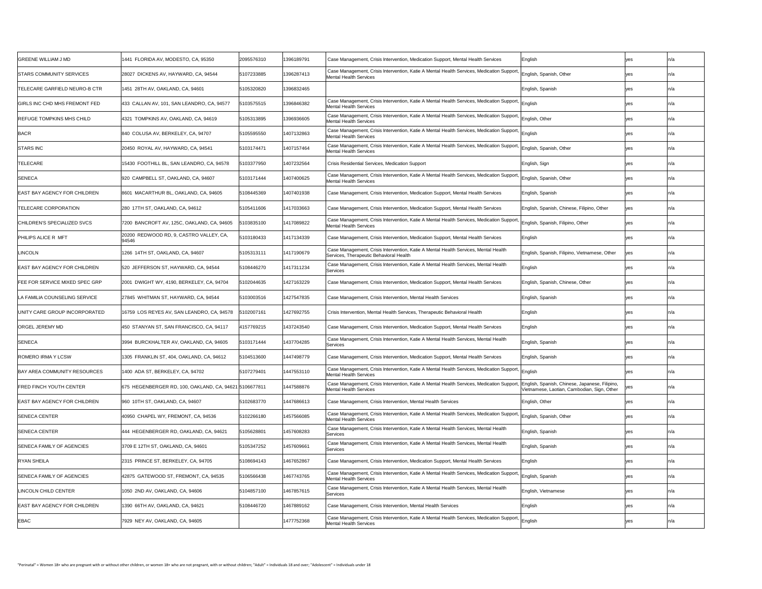| | | | | | | | |
|---|---|---|---|---|---|---|---|
| GREENE WILLIAM J MD | 1441 FLORIDA AV, MODESTO, CA, 95350 | 2095576310 | 1396189791 | Case Management, Crisis Intervention, Medication Support, Mental Health Services | English | yes | n/a |
| STARS COMMUNITY SERVICES | 28027 DICKENS AV, HAYWARD, CA, 94544 | 5107233885 | 1396287413 | Case Management, Crisis Intervention, Katie A Mental Health Services, Medication Support, Mental Health Services | English, Spanish, Other | yes | n/a |
| TELECARE GARFIELD NEURO-B CTR | 1451 28TH AV, OAKLAND, CA, 94601 | 5105320820 | 1396832465 | | English, Spanish | yes | n/a |
| GIRLS INC CHD MHS FREMONT FED | 433 CALLAN AV, 101, SAN LEANDRO, CA, 94577 | 5103575515 | 1396846382 | Case Management, Crisis Intervention, Katie A Mental Health Services, Medication Support, Mental Health Services | English | yes | n/a |
| REFUGE TOMPKINS MHS CHILD | 4321 TOMPKINS AV, OAKLAND, CA, 94619 | 5105313895 | 1396936605 | Case Management, Crisis Intervention, Katie A Mental Health Services, Medication Support, Mental Health Services | English, Other | yes | n/a |
| BACR | 840 COLUSA AV, BERKELEY, CA, 94707 | 5105595550 | 1407132863 | Case Management, Crisis Intervention, Katie A Mental Health Services, Medication Support, Mental Health Services | English | yes | n/a |
| STARS INC | 20450 ROYAL AV, HAYWARD, CA, 94541 | 5103174471 | 1407157464 | Case Management, Crisis Intervention, Katie A Mental Health Services, Medication Support, Mental Health Services | English, Spanish, Other | yes | n/a |
| TELECARE | 15430 FOOTHILL BL, SAN LEANDRO, CA, 94578 | 5103377950 | 1407232564 | Crisis Residential Services, Medication Support | English, Sign | yes | n/a |
| SENECA | 920 CAMPBELL ST, OAKLAND, CA, 94607 | 5103171444 | 1407400625 | Case Management, Crisis Intervention, Katie A Mental Health Services, Medication Support, Mental Health Services | English, Spanish, Other | yes | n/a |
| EAST BAY AGENCY FOR CHILDREN | 8601 MACARTHUR BL, OAKLAND, CA, 94605 | 5108445369 | 1407401938 | Case Management, Crisis Intervention, Medication Support, Mental Health Services | English, Spanish | yes | n/a |
| TELECARE CORPORATION | 280 17TH ST, OAKLAND, CA, 94612 | 5105411606 | 1417033663 | Case Management, Crisis Intervention, Medication Support, Mental Health Services | English, Spanish, Chinese, Filipino, Other | yes | n/a |
| CHILDREN'S SPECIALIZED SVCS | 7200 BANCROFT AV, 125C, OAKLAND, CA, 94605 | 5103835100 | 1417089822 | Case Management, Crisis Intervention, Katie A Mental Health Services, Medication Support, Mental Health Services | English, Spanish, Filipino, Other | yes | n/a |
| PHILIPS ALICE R MFT | 20200 REDWOOD RD, 9, CASTRO VALLEY, CA, 94546 | 5103180433 | 1417134339 | Case Management, Crisis Intervention, Medication Support, Mental Health Services | English | yes | n/a |
| LINCOLN | 1266 14TH ST, OAKLAND, CA, 94607 | 5105313111 | 1417190679 | Case Management, Crisis Intervention, Katie A Mental Health Services, Mental Health Services, Therapeutic Behavioral Health | English, Spanish, Filipino, Vietnamese, Other | yes | n/a |
| EAST BAY AGENCY FOR CHILDREN | 520 JEFFERSON ST, HAYWARD, CA, 94544 | 5108446270 | 1417311234 | Case Management, Crisis Intervention, Katie A Mental Health Services, Mental Health Services | English | yes | n/a |
| FEE FOR SERVICE MIXED SPEC GRP | 2001 DWIGHT WY, 4190, BERKELEY, CA, 94704 | 5102044635 | 1427163229 | Case Management, Crisis Intervention, Medication Support, Mental Health Services | English, Spanish, Chinese, Other | yes | n/a |
| LA FAMILIA COUNSELING SERVICE | 27845 WHITMAN ST, HAYWARD, CA, 94544 | 5103003516 | 1427547835 | Case Management, Crisis Intervention, Mental Health Services | English, Spanish | yes | n/a |
| UNITY CARE GROUP INCORPORATED | 16759 LOS REYES AV, SAN LEANDRO, CA, 94578 | 5102007161 | 1427692755 | Crisis Intervention, Mental Health Services, Therapeutic Behavioral Health | English | yes | n/a |
| ORGEL JEREMY MD | 450 STANYAN ST, SAN FRANCISCO, CA, 94117 | 4157769215 | 1437243540 | Case Management, Crisis Intervention, Medication Support, Mental Health Services | English | yes | n/a |
| SENECA | 3994 BURCKHALTER AV, OAKLAND, CA, 94605 | 5103171444 | 1437704285 | Case Management, Crisis Intervention, Katie A Mental Health Services, Mental Health Services | English, Spanish | yes | n/a |
| ROMERO IRMA Y LCSW | 1305 FRANKLIN ST, 404, OAKLAND, CA, 94612 | 5104513600 | 1447498779 | Case Management, Crisis Intervention, Medication Support, Mental Health Services | English, Spanish | yes | n/a |
| BAY AREA COMMUNITY RESOURCES | 1400 ADA ST, BERKELEY, CA, 94702 | 5107279401 | 1447553110 | Case Management, Crisis Intervention, Katie A Mental Health Services, Medication Support, Mental Health Services | English | yes | n/a |
| FRED FINCH YOUTH CENTER | 675 HEGENBERGER RD, 100, OAKLAND, CA, 94621 | 5106677811 | 1447588876 | Case Management, Crisis Intervention, Katie A Mental Health Services, Medication Support, Mental Health Services | English, Spanish, Chinese, Japanese, Filipino, Vietnamese, Laotian, Cambodian, Sign, Other | yes | n/a |
| EAST BAY AGENCY FOR CHILDREN | 960 10TH ST, OAKLAND, CA, 94607 | 5102683770 | 1447686613 | Case Management, Crisis Intervention, Mental Health Services | English, Other | yes | n/a |
| SENECA CENTER | 40950 CHAPEL WY, FREMONT, CA, 94536 | 5102266180 | 1457566085 | Case Management, Crisis Intervention, Katie A Mental Health Services, Medication Support, Mental Health Services | English, Spanish, Other | yes | n/a |
| SENECA CENTER | 444 HEGENBERGER RD, OAKLAND, CA, 94621 | 5105628801 | 1457608283 | Case Management, Crisis Intervention, Katie A Mental Health Services, Mental Health Services | English, Spanish | yes | n/a |
| SENECA FAMILY OF AGENCIES | 3709 E 12TH ST, OAKLAND, CA, 94601 | 5105347252 | 1457609661 | Case Management, Crisis Intervention, Katie A Mental Health Services, Mental Health Services | English, Spanish | yes | n/a |
| RYAN SHEILA | 2315 PRINCE ST, BERKELEY, CA, 94705 | 5108694143 | 1467652867 | Case Management, Crisis Intervention, Medication Support, Mental Health Services | English | yes | n/a |
| SENECA FAMILY OF AGENCIES | 42875 GATEWOOD ST, FREMONT, CA, 94535 | 5106566438 | 1467743765 | Case Management, Crisis Intervention, Katie A Mental Health Services, Medication Support, Mental Health Services | English, Spanish | yes | n/a |
| LINCOLN CHILD CENTER | 1050 2ND AV, OAKLAND, CA, 94606 | 5104857100 | 1467857615 | Case Management, Crisis Intervention, Katie A Mental Health Services, Mental Health Services | English, Vietnamese | yes | n/a |
| EAST BAY AGENCY FOR CHILDREN | 1390 66TH AV, OAKLAND, CA, 94621 | 5108446720 | 1467889162 | Case Management, Crisis Intervention, Mental Health Services | English | yes | n/a |
| EBAC | 7929 NEY AV, OAKLAND, CA, 94605 | | 1477752368 | Case Management, Crisis Intervention, Katie A Mental Health Services, Medication Support, Mental Health Services | English | yes | n/a |

"Perinatal" = Women 18+ who are pregnant with or without other children, or women 18+ who are not pregnant, with or without children; "Adult" = Individuals 18 and over; "Adolescent" = Individuals under 18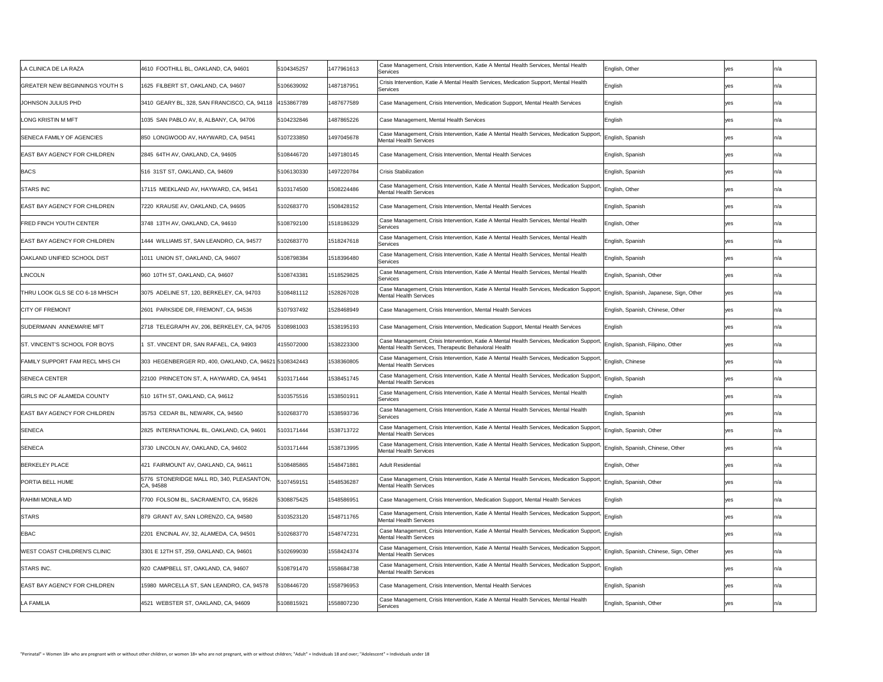| | | | | | | | |
|---|---|---|---|---|---|---|---|
| LA CLINICA DE LA RAZA | 4610 FOOTHILL BL, OAKLAND, CA, 94601 | 5104345257 | 1477961613 | Case Management, Crisis Intervention, Katie A Mental Health Services, Mental Health Services | English, Other | yes | n/a |
| GREATER NEW BEGINNINGS YOUTH S | 1625 FILBERT ST, OAKLAND, CA, 94607 | 5106639092 | 1487187951 | Crisis Intervention, Katie A Mental Health Services, Medication Support, Mental Health Services | English | yes | n/a |
| JOHNSON JULIUS PHD | 3410 GEARY BL, 328, SAN FRANCISCO, CA, 94118 | 4153867789 | 1487677589 | Case Management, Crisis Intervention, Medication Support, Mental Health Services | English | yes | n/a |
| LONG KRISTIN M MFT | 1035 SAN PABLO AV, 8, ALBANY, CA, 94706 | 5104232846 | 1487865226 | Case Management, Mental Health Services | English | yes | n/a |
| SENECA FAMILY OF AGENCIES | 850 LONGWOOD AV, HAYWARD, CA, 94541 | 5107233850 | 1497045678 | Case Management, Crisis Intervention, Katie A Mental Health Services, Medication Support, Mental Health Services | English, Spanish | yes | n/a |
| EAST BAY AGENCY FOR CHILDREN | 2845 64TH AV, OAKLAND, CA, 94605 | 5108446720 | 1497180145 | Case Management, Crisis Intervention, Mental Health Services | English, Spanish | yes | n/a |
| BACS | 516 31ST ST, OAKLAND, CA, 94609 | 5106130330 | 1497220784 | Crisis Stabilization | English, Spanish | yes | n/a |
| STARS INC | 17115 MEEKLAND AV, HAYWARD, CA, 94541 | 5103174500 | 1508224486 | Case Management, Crisis Intervention, Katie A Mental Health Services, Medication Support, Mental Health Services | English, Other | yes | n/a |
| EAST BAY AGENCY FOR CHILDREN | 7220 KRAUSE AV, OAKLAND, CA, 94605 | 5102683770 | 1508428152 | Case Management, Crisis Intervention, Mental Health Services | English, Spanish | yes | n/a |
| FRED FINCH YOUTH CENTER | 3748 13TH AV, OAKLAND, CA, 94610 | 5108792100 | 1518186329 | Case Management, Crisis Intervention, Katie A Mental Health Services, Mental Health Services | English, Other | yes | n/a |
| EAST BAY AGENCY FOR CHILDREN | 1444 WILLIAMS ST, SAN LEANDRO, CA, 94577 | 5102683770 | 1518247618 | Case Management, Crisis Intervention, Katie A Mental Health Services, Mental Health Services | English, Spanish | yes | n/a |
| OAKLAND UNIFIED SCHOOL DIST | 1011 UNION ST, OAKLAND, CA, 94607 | 5108798384 | 1518396480 | Case Management, Crisis Intervention, Katie A Mental Health Services, Mental Health Services | English, Spanish | yes | n/a |
| LINCOLN | 960 10TH ST, OAKLAND, CA, 94607 | 5108743381 | 1518529825 | Case Management, Crisis Intervention, Katie A Mental Health Services, Mental Health Services | English, Spanish, Other | yes | n/a |
| THRU LOOK GLS SE CO 6-18 MHSCH | 3075 ADELINE ST, 120, BERKELEY, CA, 94703 | 5108481112 | 1528267028 | Case Management, Crisis Intervention, Katie A Mental Health Services, Medication Support, Mental Health Services | English, Spanish, Japanese, Sign, Other | yes | n/a |
| CITY OF FREMONT | 2601 PARKSIDE DR, FREMONT, CA, 94536 | 5107937492 | 1528468949 | Case Management, Crisis Intervention, Mental Health Services | English, Spanish, Chinese, Other | yes | n/a |
| SUDERMANN ANNEMARIE MFT | 2718 TELEGRAPH AV, 206, BERKELEY, CA, 94705 | 5108981003 | 1538195193 | Case Management, Crisis Intervention, Medication Support, Mental Health Services | English | yes | n/a |
| ST. VINCENT'S SCHOOL FOR BOYS | 1 ST. VINCENT DR, SAN RAFAEL, CA, 94903 | 4155072000 | 1538223300 | Case Management, Crisis Intervention, Katie A Mental Health Services, Medication Support, Mental Health Services, Therapeutic Behavioral Health | English, Spanish, Filipino, Other | yes | n/a |
| FAMILY SUPPORT FAM RECL MHS CH | 303 HEGENBERGER RD, 400, OAKLAND, CA, 94621 | 5108342443 | 1538360805 | Case Management, Crisis Intervention, Katie A Mental Health Services, Medication Support, Mental Health Services | English, Chinese | yes | n/a |
| SENECA CENTER | 22100 PRINCETON ST, A, HAYWARD, CA, 94541 | 5103171444 | 1538451745 | Case Management, Crisis Intervention, Katie A Mental Health Services, Medication Support, Mental Health Services | English, Spanish | yes | n/a |
| GIRLS INC OF ALAMEDA COUNTY | 510 16TH ST, OAKLAND, CA, 94612 | 5103575516 | 1538501911 | Case Management, Crisis Intervention, Katie A Mental Health Services, Mental Health Services | English | yes | n/a |
| EAST BAY AGENCY FOR CHILDREN | 35753 CEDAR BL, NEWARK, CA, 94560 | 5102683770 | 1538593736 | Case Management, Crisis Intervention, Katie A Mental Health Services, Mental Health Services | English, Spanish | yes | n/a |
| SENECA | 2825 INTERNATIONAL BL, OAKLAND, CA, 94601 | 5103171444 | 1538713722 | Case Management, Crisis Intervention, Katie A Mental Health Services, Medication Support, Mental Health Services | English, Spanish, Other | yes | n/a |
| SENECA | 3730 LINCOLN AV, OAKLAND, CA, 94602 | 5103171444 | 1538713995 | Case Management, Crisis Intervention, Katie A Mental Health Services, Medication Support, Mental Health Services | English, Spanish, Chinese, Other | yes | n/a |
| BERKELEY PLACE | 421 FAIRMOUNT AV, OAKLAND, CA, 94611 | 5108485865 | 1548471881 | Adult Residential | English, Other | yes | n/a |
| PORTIA BELL HUME | 5776 STONERIDGE MALL RD, 340, PLEASANTON, CA, 94588 | 5107459151 | 1548536287 | Case Management, Crisis Intervention, Katie A Mental Health Services, Medication Support, Mental Health Services | English, Spanish, Other | yes | n/a |
| RAHIMI MONILA MD | 7700 FOLSOM BL, SACRAMENTO, CA, 95826 | 5308875425 | 1548586951 | Case Management, Crisis Intervention, Medication Support, Mental Health Services | English | yes | n/a |
| STARS | 879 GRANT AV, SAN LORENZO, CA, 94580 | 5103523120 | 1548711765 | Case Management, Crisis Intervention, Katie A Mental Health Services, Medication Support, Mental Health Services | English | yes | n/a |
| EBAC | 2201 ENCINAL AV, 32, ALAMEDA, CA, 94501 | 5102683770 | 1548747231 | Case Management, Crisis Intervention, Katie A Mental Health Services, Medication Support, Mental Health Services | English | yes | n/a |
| WEST COAST CHILDREN'S CLINIC | 3301 E 12TH ST, 259, OAKLAND, CA, 94601 | 5102699030 | 1558424374 | Case Management, Crisis Intervention, Katie A Mental Health Services, Medication Support, Mental Health Services | English, Spanish, Chinese, Sign, Other | yes | n/a |
| STARS INC. | 920 CAMPBELL ST, OAKLAND, CA, 94607 | 5108791470 | 1558684738 | Case Management, Crisis Intervention, Katie A Mental Health Services, Medication Support, Mental Health Services | English | yes | n/a |
| EAST BAY AGENCY FOR CHILDREN | 15980 MARCELLA ST, SAN LEANDRO, CA, 94578 | 5108446720 | 1558796953 | Case Management, Crisis Intervention, Mental Health Services | English, Spanish | yes | n/a |
| LA FAMILIA | 4521 WEBSTER ST, OAKLAND, CA, 94609 | 5108815921 | 1558807230 | Case Management, Crisis Intervention, Katie A Mental Health Services, Mental Health Services | English, Spanish, Other | yes | n/a |

"Perinatal" = Women 18+ who are pregnant with or without other children, or women 18+ who are not pregnant, with or without children; "Adult" = Individuals 18 and over; "Adolescent" = Individuals under 18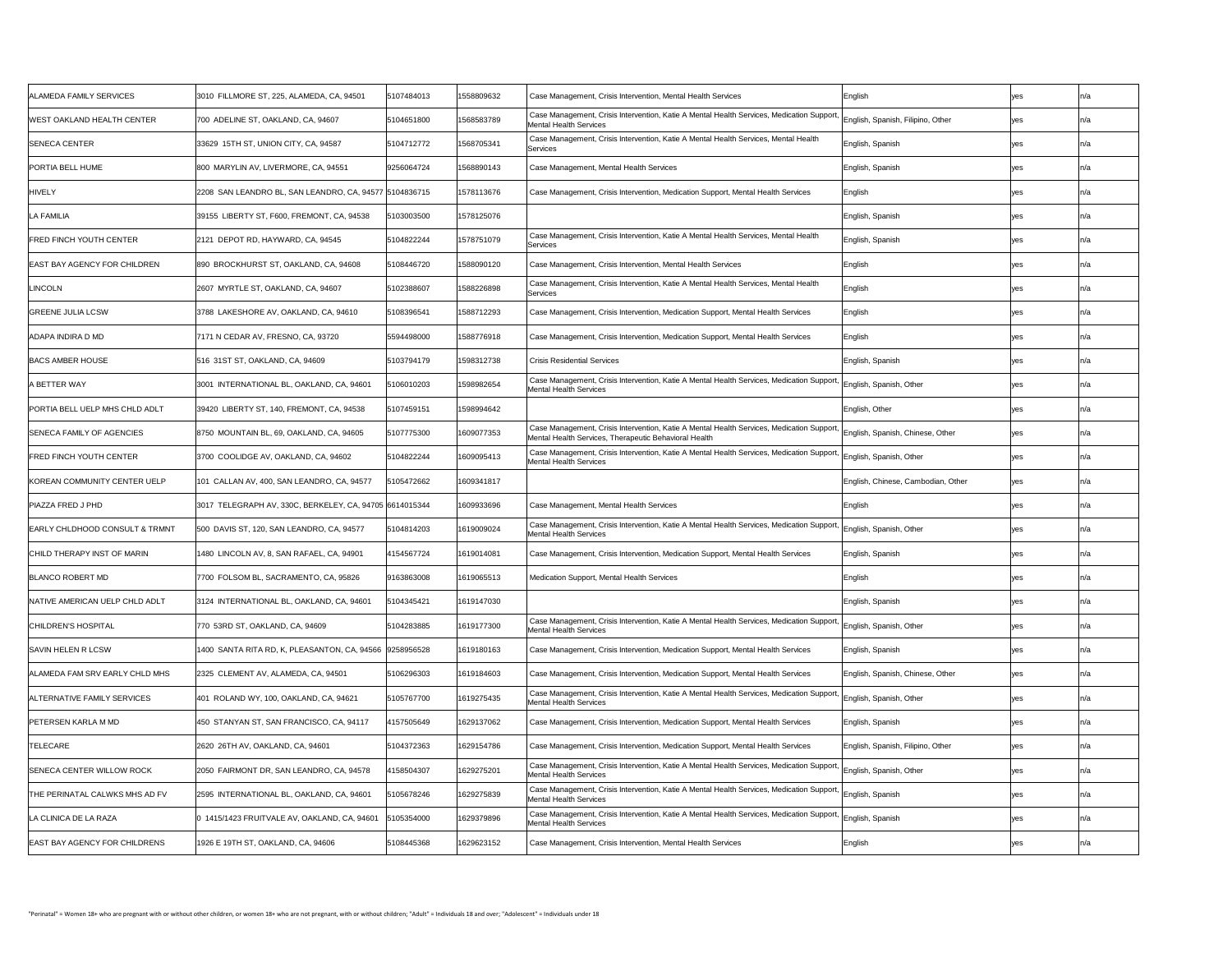| | | | | | | | |
|---|---|---|---|---|---|---|---|
| ALAMEDA FAMILY SERVICES | 3010 FILLMORE ST, 225, ALAMEDA, CA, 94501 | 5107484013 | 1558809632 | Case Management, Crisis Intervention, Mental Health Services | English | yes | n/a |
| WEST OAKLAND HEALTH CENTER | 700 ADELINE ST, OAKLAND, CA, 94607 | 5104651800 | 1568583789 | Case Management, Crisis Intervention, Katie A Mental Health Services, Medication Support, Mental Health Services | English, Spanish, Filipino, Other | yes | n/a |
| SENECA CENTER | 33629 15TH ST, UNION CITY, CA, 94587 | 5104712772 | 1568705341 | Case Management, Crisis Intervention, Katie A Mental Health Services, Mental Health Services | English, Spanish | yes | n/a |
| PORTIA BELL HUME | 800 MARYLIN AV, LIVERMORE, CA, 94551 | 9256064724 | 1568890143 | Case Management, Mental Health Services | English, Spanish | yes | n/a |
| HIVELY | 2208 SAN LEANDRO BL, SAN LEANDRO, CA, 94577 | 5104836715 | 1578113676 | Case Management, Crisis Intervention, Medication Support, Mental Health Services | English | yes | n/a |
| LA FAMILIA | 39155 LIBERTY ST, F600, FREMONT, CA, 94538 | 5103003500 | 1578125076 | | English, Spanish | yes | n/a |
| FRED FINCH YOUTH CENTER | 2121 DEPOT RD, HAYWARD, CA, 94545 | 5104822244 | 1578751079 | Case Management, Crisis Intervention, Katie A Mental Health Services, Mental Health Services | English, Spanish | yes | n/a |
| EAST BAY AGENCY FOR CHILDREN | 890 BROCKHURST ST, OAKLAND, CA, 94608 | 5108446720 | 1588090120 | Case Management, Crisis Intervention, Mental Health Services | English | yes | n/a |
| LINCOLN | 2607 MYRTLE ST, OAKLAND, CA, 94607 | 5102388607 | 1588226898 | Case Management, Crisis Intervention, Katie A Mental Health Services, Mental Health Services | English | yes | n/a |
| GREENE JULIA LCSW | 3788 LAKESHORE AV, OAKLAND, CA, 94610 | 5108396541 | 1588712293 | Case Management, Crisis Intervention, Medication Support, Mental Health Services | English | yes | n/a |
| ADAPA INDIRA D MD | 7171 N CEDAR AV, FRESNO, CA, 93720 | 5594498000 | 1588776918 | Case Management, Crisis Intervention, Medication Support, Mental Health Services | English | yes | n/a |
| BACS AMBER HOUSE | 516 31ST ST, OAKLAND, CA, 94609 | 5103794179 | 1598312738 | Crisis Residential Services | English, Spanish | yes | n/a |
| A BETTER WAY | 3001 INTERNATIONAL BL, OAKLAND, CA, 94601 | 5106010203 | 1598982654 | Case Management, Crisis Intervention, Katie A Mental Health Services, Medication Support, Mental Health Services | English, Spanish, Other | yes | n/a |
| PORTIA BELL UELP MHS CHLD ADLT | 39420 LIBERTY ST, 140, FREMONT, CA, 94538 | 5107459151 | 1598994642 | | English, Other | yes | n/a |
| SENECA FAMILY OF AGENCIES | 8750 MOUNTAIN BL, 69, OAKLAND, CA, 94605 | 5107775300 | 1609077353 | Case Management, Crisis Intervention, Katie A Mental Health Services, Medication Support, Mental Health Services, Therapeutic Behavioral Health | English, Spanish, Chinese, Other | yes | n/a |
| FRED FINCH YOUTH CENTER | 3700 COOLIDGE AV, OAKLAND, CA, 94602 | 5104822244 | 1609095413 | Case Management, Crisis Intervention, Katie A Mental Health Services, Medication Support, Mental Health Services | English, Spanish, Other | yes | n/a |
| KOREAN COMMUNITY CENTER UELP | 101 CALLAN AV, 400, SAN LEANDRO, CA, 94577 | 5105472662 | 1609341817 | | English, Chinese, Cambodian, Other | yes | n/a |
| PIAZZA FRED J PHD | 3017 TELEGRAPH AV, 330C, BERKELEY, CA, 94705 | 6614015344 | 1609933696 | Case Management, Mental Health Services | English | yes | n/a |
| EARLY CHLDHOOD CONSULT & TRMNT | 500 DAVIS ST, 120, SAN LEANDRO, CA, 94577 | 5104814203 | 1619009024 | Case Management, Crisis Intervention, Katie A Mental Health Services, Medication Support, Mental Health Services | English, Spanish, Other | yes | n/a |
| CHILD THERAPY INST OF MARIN | 1480 LINCOLN AV, 8, SAN RAFAEL, CA, 94901 | 4154567724 | 1619014081 | Case Management, Crisis Intervention, Medication Support, Mental Health Services | English, Spanish | yes | n/a |
| BLANCO ROBERT MD | 7700 FOLSOM BL, SACRAMENTO, CA, 95826 | 9163863008 | 1619065513 | Medication Support, Mental Health Services | English | yes | n/a |
| NATIVE AMERICAN UELP CHLD ADLT | 3124 INTERNATIONAL BL, OAKLAND, CA, 94601 | 5104345421 | 1619147030 | | English, Spanish | yes | n/a |
| CHILDREN'S HOSPITAL | 770 53RD ST, OAKLAND, CA, 94609 | 5104283885 | 1619177300 | Case Management, Crisis Intervention, Katie A Mental Health Services, Medication Support, Mental Health Services | English, Spanish, Other | yes | n/a |
| SAVIN HELEN R LCSW | 1400 SANTA RITA RD, K, PLEASANTON, CA, 94566 | 9258956528 | 1619180163 | Case Management, Crisis Intervention, Medication Support, Mental Health Services | English, Spanish | yes | n/a |
| ALAMEDA FAM SRV EARLY CHLD MHS | 2325 CLEMENT AV, ALAMEDA, CA, 94501 | 5106296303 | 1619184603 | Case Management, Crisis Intervention, Medication Support, Mental Health Services | English, Spanish, Chinese, Other | yes | n/a |
| ALTERNATIVE FAMILY SERVICES | 401 ROLAND WY, 100, OAKLAND, CA, 94621 | 5105767700 | 1619275435 | Case Management, Crisis Intervention, Katie A Mental Health Services, Medication Support, Mental Health Services | English, Spanish, Other | yes | n/a |
| PETERSEN KARLA M MD | 450 STANYAN ST, SAN FRANCISCO, CA, 94117 | 4157505649 | 1629137062 | Case Management, Crisis Intervention, Medication Support, Mental Health Services | English, Spanish | yes | n/a |
| TELECARE | 2620 26TH AV, OAKLAND, CA, 94601 | 5104372363 | 1629154786 | Case Management, Crisis Intervention, Medication Support, Mental Health Services | English, Spanish, Filipino, Other | yes | n/a |
| SENECA CENTER WILLOW ROCK | 2050 FAIRMONT DR, SAN LEANDRO, CA, 94578 | 4158504307 | 1629275201 | Case Management, Crisis Intervention, Katie A Mental Health Services, Medication Support, Mental Health Services | English, Spanish, Other | yes | n/a |
| THE PERINATAL CALWKS MHS AD FV | 2595 INTERNATIONAL BL, OAKLAND, CA, 94601 | 5105678246 | 1629275839 | Case Management, Crisis Intervention, Katie A Mental Health Services, Medication Support, Mental Health Services | English, Spanish | yes | n/a |
| LA CLINICA DE LA RAZA | 0 1415/1423 FRUITVALE AV, OAKLAND, CA, 94601 | 5105354000 | 1629379896 | Case Management, Crisis Intervention, Katie A Mental Health Services, Medication Support, Mental Health Services | English, Spanish | yes | n/a |
| EAST BAY AGENCY FOR CHILDRENS | 1926 E 19TH ST, OAKLAND, CA, 94606 | 5108445368 | 1629623152 | Case Management, Crisis Intervention, Mental Health Services | English | yes | n/a |

"Perinatal" = Women 18+ who are pregnant with or without other children, or women 18+ who are not pregnant, with or without children; "Adult" = Individuals 18 and over; "Adolescent" = Individuals under 18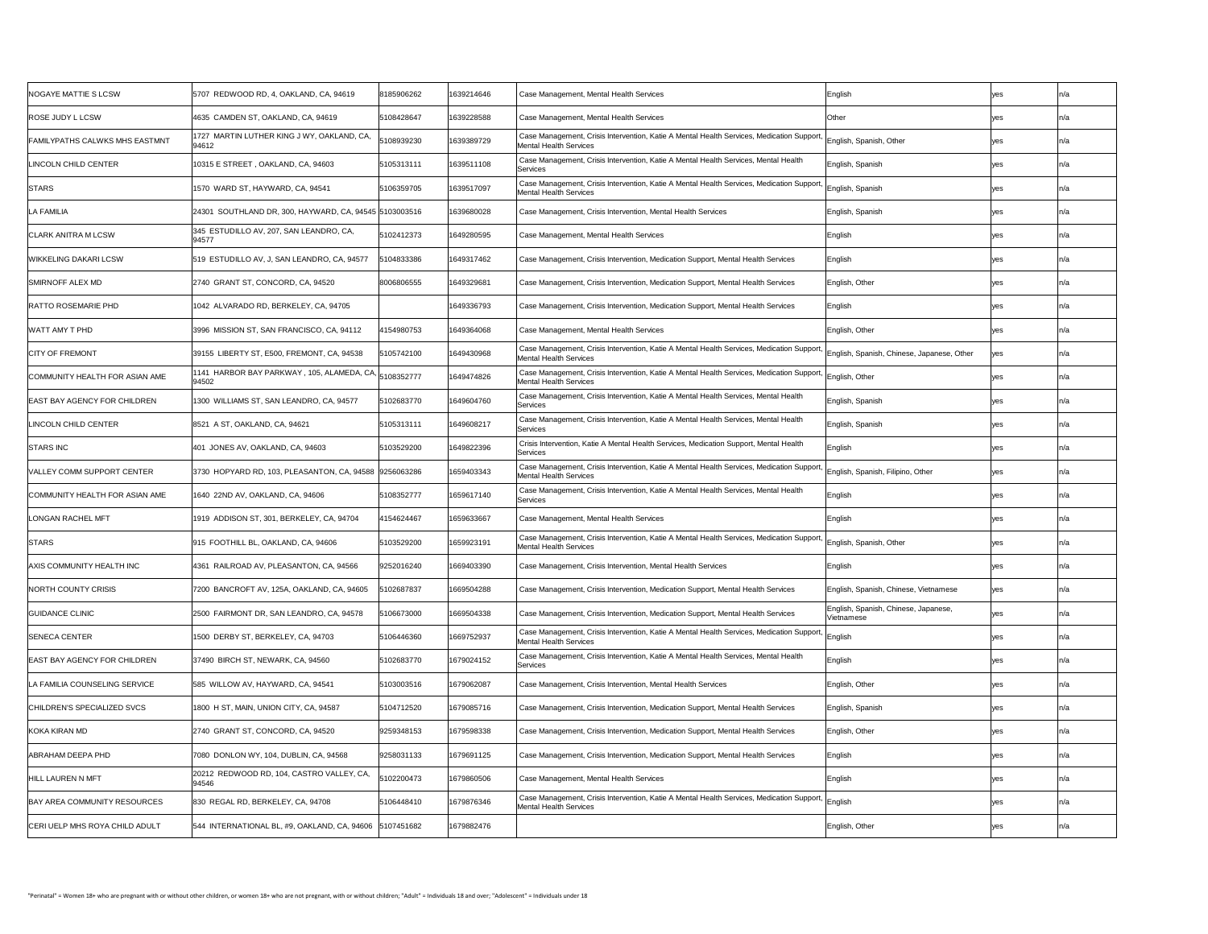| | | | | | | | |
|---|---|---|---|---|---|---|---|
| NOGAYE MATTIE S LCSW | 5707 REDWOOD RD, 4, OAKLAND, CA, 94619 | 8185906262 | 1639214646 | Case Management, Mental Health Services | English | yes | n/a |
| ROSE JUDY L LCSW | 4635 CAMDEN ST, OAKLAND, CA, 94619 | 5108428647 | 1639228588 | Case Management, Mental Health Services | Other | yes | n/a |
| FAMILYPATHS CALWKS MHS EASTMNT | 1727 MARTIN LUTHER KING J WY, OAKLAND, CA, 94612 | 5108939230 | 1639389729 | Case Management, Crisis Intervention, Katie A Mental Health Services, Medication Support, Mental Health Services | English, Spanish, Other | yes | n/a |
| LINCOLN CHILD CENTER | 10315 E STREET , OAKLAND, CA, 94603 | 5105313111 | 1639511108 | Case Management, Crisis Intervention, Katie A Mental Health Services, Mental Health Services | English, Spanish | yes | n/a |
| STARS | 1570 WARD ST, HAYWARD, CA, 94541 | 5106359705 | 1639517097 | Case Management, Crisis Intervention, Katie A Mental Health Services, Medication Support, Mental Health Services | English, Spanish | yes | n/a |
| LA FAMILIA | 24301 SOUTHLAND DR, 300, HAYWARD, CA, 94545 | 5103003516 | 1639680028 | Case Management, Crisis Intervention, Mental Health Services | English, Spanish | yes | n/a |
| CLARK ANITRA M LCSW | 345 ESTUDILLO AV, 207, SAN LEANDRO, CA, 94577 | 5102412373 | 1649280595 | Case Management, Mental Health Services | English | yes | n/a |
| WIKKELING DAKARI LCSW | 519 ESTUDILLO AV, J, SAN LEANDRO, CA, 94577 | 5104833386 | 1649317462 | Case Management, Crisis Intervention, Medication Support, Mental Health Services | English | yes | n/a |
| SMIRNOFF ALEX MD | 2740 GRANT ST, CONCORD, CA, 94520 | 8006806555 | 1649329681 | Case Management, Crisis Intervention, Medication Support, Mental Health Services | English, Other | yes | n/a |
| RATTO ROSEMARIE PHD | 1042 ALVARADO RD, BERKELEY, CA, 94705 | | 1649336793 | Case Management, Crisis Intervention, Medication Support, Mental Health Services | English | yes | n/a |
| WATT AMY T PHD | 3996 MISSION ST, SAN FRANCISCO, CA, 94112 | 4154980753 | 1649364068 | Case Management, Mental Health Services | English, Other | yes | n/a |
| CITY OF FREMONT | 39155 LIBERTY ST, E500, FREMONT, CA, 94538 | 5105742100 | 1649430968 | Case Management, Crisis Intervention, Katie A Mental Health Services, Medication Support, Mental Health Services | English, Spanish, Chinese, Japanese, Other | yes | n/a |
| COMMUNITY HEALTH FOR ASIAN AME | 1141 HARBOR BAY PARKWAY , 105, ALAMEDA, CA, 94502 | 5108352777 | 1649474826 | Case Management, Crisis Intervention, Katie A Mental Health Services, Medication Support, Mental Health Services | English, Other | yes | n/a |
| EAST BAY AGENCY FOR CHILDREN | 1300 WILLIAMS ST, SAN LEANDRO, CA, 94577 | 5102683770 | 1649604760 | Case Management, Crisis Intervention, Katie A Mental Health Services, Mental Health Services | English, Spanish | yes | n/a |
| LINCOLN CHILD CENTER | 8521 A ST, OAKLAND, CA, 94621 | 5105313111 | 1649608217 | Case Management, Crisis Intervention, Katie A Mental Health Services, Mental Health Services | English, Spanish | yes | n/a |
| STARS INC | 401 JONES AV, OAKLAND, CA, 94603 | 5103529200 | 1649822396 | Crisis Intervention, Katie A Mental Health Services, Medication Support, Mental Health Services | English | yes | n/a |
| VALLEY COMM SUPPORT CENTER | 3730 HOPYARD RD, 103, PLEASANTON, CA, 94588 | 9256063286 | 1659403343 | Case Management, Crisis Intervention, Katie A Mental Health Services, Medication Support, Mental Health Services | English, Spanish, Filipino, Other | yes | n/a |
| COMMUNITY HEALTH FOR ASIAN AME | 1640 22ND AV, OAKLAND, CA, 94606 | 5108352777 | 1659617140 | Case Management, Crisis Intervention, Katie A Mental Health Services, Mental Health Services | English | yes | n/a |
| LONGAN RACHEL MFT | 1919 ADDISON ST, 301, BERKELEY, CA, 94704 | 4154624467 | 1659633667 | Case Management, Mental Health Services | English | yes | n/a |
| STARS | 915 FOOTHILL BL, OAKLAND, CA, 94606 | 5103529200 | 1659923191 | Case Management, Crisis Intervention, Katie A Mental Health Services, Medication Support, Mental Health Services | English, Spanish, Other | yes | n/a |
| AXIS COMMUNITY HEALTH INC | 4361 RAILROAD AV, PLEASANTON, CA, 94566 | 9252016240 | 1669403390 | Case Management, Crisis Intervention, Mental Health Services | English | yes | n/a |
| NORTH COUNTY CRISIS | 7200 BANCROFT AV, 125A, OAKLAND, CA, 94605 | 5102687837 | 1669504288 | Case Management, Crisis Intervention, Medication Support, Mental Health Services | English, Spanish, Chinese, Vietnamese | yes | n/a |
| GUIDANCE CLINIC | 2500 FAIRMONT DR, SAN LEANDRO, CA, 94578 | 5106673000 | 1669504338 | Case Management, Crisis Intervention, Medication Support, Mental Health Services | English, Spanish, Chinese, Japanese, Vietnamese | yes | n/a |
| SENECA CENTER | 1500 DERBY ST, BERKELEY, CA, 94703 | 5106446360 | 1669752937 | Case Management, Crisis Intervention, Katie A Mental Health Services, Medication Support, Mental Health Services | English | yes | n/a |
| EAST BAY AGENCY FOR CHILDREN | 37490 BIRCH ST, NEWARK, CA, 94560 | 5102683770 | 1679024152 | Case Management, Crisis Intervention, Katie A Mental Health Services, Mental Health Services | English | yes | n/a |
| LA FAMILIA COUNSELING SERVICE | 585 WILLOW AV, HAYWARD, CA, 94541 | 5103003516 | 1679062087 | Case Management, Crisis Intervention, Mental Health Services | English, Other | yes | n/a |
| CHILDREN'S SPECIALIZED SVCS | 1800 H ST, MAIN, UNION CITY, CA, 94587 | 5104712520 | 1679085716 | Case Management, Crisis Intervention, Medication Support, Mental Health Services | English, Spanish | yes | n/a |
| KOKA KIRAN MD | 2740 GRANT ST, CONCORD, CA, 94520 | 9259348153 | 1679598338 | Case Management, Crisis Intervention, Medication Support, Mental Health Services | English, Other | yes | n/a |
| ABRAHAM DEEPA PHD | 7080 DONLON WY, 104, DUBLIN, CA, 94568 | 9258031133 | 1679691125 | Case Management, Crisis Intervention, Medication Support, Mental Health Services | English | yes | n/a |
| HILL LAUREN N MFT | 20212 REDWOOD RD, 104, CASTRO VALLEY, CA, 94546 | 5102200473 | 1679860506 | Case Management, Mental Health Services | English | yes | n/a |
| BAY AREA COMMUNITY RESOURCES | 830 REGAL RD, BERKELEY, CA, 94708 | 5106448410 | 1679876346 | Case Management, Crisis Intervention, Katie A Mental Health Services, Medication Support, Mental Health Services | English | yes | n/a |
| CERI UELP MHS ROYA CHILD ADULT | 544 INTERNATIONAL BL, #9, OAKLAND, CA, 94606 | 5107451682 | 1679882476 | | English, Other | yes | n/a |

"Perinatal" = Women 18+ who are pregnant with or without other children, or women 18+ who are not pregnant, with or without children; "Adult" = Individuals 18 and over; "Adolescent" = Individuals under 18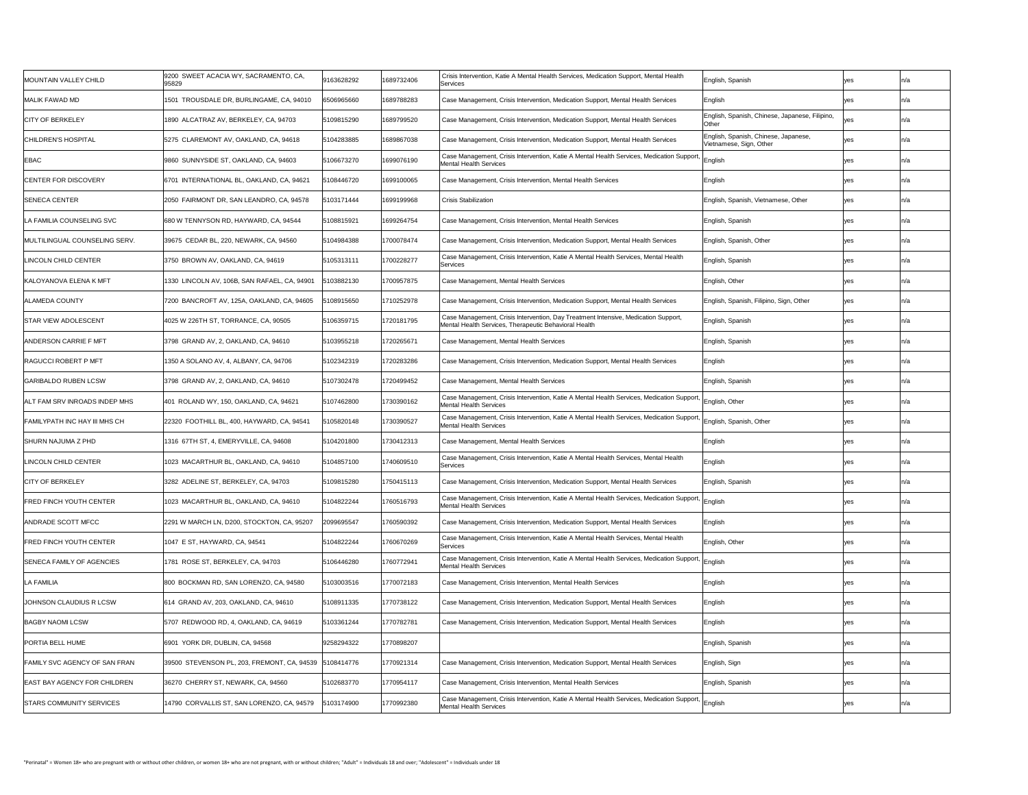| | | | | | | | |
|---|---|---|---|---|---|---|---|
| MOUNTAIN VALLEY CHILD | 9200 SWEET ACACIA WY, SACRAMENTO, CA, 95829 | 9163628292 | 1689732406 | Crisis Intervention, Katie A Mental Health Services, Medication Support, Mental Health Services | English, Spanish | yes | n/a |
| MALIK FAWAD MD | 1501 TROUSDALE DR, BURLINGAME, CA, 94010 | 6506965660 | 1689788283 | Case Management, Crisis Intervention, Medication Support, Mental Health Services | English | yes | n/a |
| CITY OF BERKELEY | 1890 ALCATRAZ AV, BERKELEY, CA, 94703 | 5109815290 | 1689799520 | Case Management, Crisis Intervention, Medication Support, Mental Health Services | English, Spanish, Chinese, Japanese, Filipino, Other | yes | n/a |
| CHILDREN'S HOSPITAL | 5275 CLAREMONT AV, OAKLAND, CA, 94618 | 5104283885 | 1689867038 | Case Management, Crisis Intervention, Medication Support, Mental Health Services | English, Spanish, Chinese, Japanese, Vietnamese, Sign, Other | yes | n/a |
| EBAC | 9860 SUNNYSIDE ST, OAKLAND, CA, 94603 | 5106673270 | 1699076190 | Case Management, Crisis Intervention, Katie A Mental Health Services, Medication Support, Mental Health Services | English | yes | n/a |
| CENTER FOR DISCOVERY | 6701 INTERNATIONAL BL, OAKLAND, CA, 94621 | 5108446720 | 1699100065 | Case Management, Crisis Intervention, Mental Health Services | English | yes | n/a |
| SENECA CENTER | 2050 FAIRMONT DR, SAN LEANDRO, CA, 94578 | 5103171444 | 1699199968 | Crisis Stabilization | English, Spanish, Vietnamese, Other | yes | n/a |
| LA FAMILIA COUNSELING SVC | 680 W TENNYSON RD, HAYWARD, CA, 94544 | 5108815921 | 1699264754 | Case Management, Crisis Intervention, Mental Health Services | English, Spanish | yes | n/a |
| MULTILINGUAL COUNSELING SERV. | 39675 CEDAR BL, 220, NEWARK, CA, 94560 | 5104984388 | 1700078474 | Case Management, Crisis Intervention, Medication Support, Mental Health Services | English, Spanish, Other | yes | n/a |
| LINCOLN CHILD CENTER | 3750 BROWN AV, OAKLAND, CA, 94619 | 5105313111 | 1700228277 | Case Management, Crisis Intervention, Katie A Mental Health Services, Mental Health Services | English, Spanish | yes | n/a |
| KALOYANOVA ELENA K MFT | 1330 LINCOLN AV, 106B, SAN RAFAEL, CA, 94901 | 5103882130 | 1700957875 | Case Management, Mental Health Services | English, Other | yes | n/a |
| ALAMEDA COUNTY | 7200 BANCROFT AV, 125A, OAKLAND, CA, 94605 | 5108915650 | 1710252978 | Case Management, Crisis Intervention, Medication Support, Mental Health Services | English, Spanish, Filipino, Sign, Other | yes | n/a |
| STAR VIEW ADOLESCENT | 4025 W 226TH ST, TORRANCE, CA, 90505 | 5106359715 | 1720181795 | Case Management, Crisis Intervention, Day Treatment Intensive, Medication Support, Mental Health Services, Therapeutic Behavioral Health | English, Spanish | yes | n/a |
| ANDERSON CARRIE F MFT | 3798 GRAND AV, 2, OAKLAND, CA, 94610 | 5103955218 | 1720265671 | Case Management, Mental Health Services | English, Spanish | yes | n/a |
| RAGUCCI ROBERT P MFT | 1350 A SOLANO AV, 4, ALBANY, CA, 94706 | 5102342319 | 1720283286 | Case Management, Crisis Intervention, Medication Support, Mental Health Services | English | yes | n/a |
| GARIBALDO RUBEN LCSW | 3798 GRAND AV, 2, OAKLAND, CA, 94610 | 5107302478 | 1720499452 | Case Management, Mental Health Services | English, Spanish | yes | n/a |
| ALT FAM SRV INROADS INDEP MHS | 401 ROLAND WY, 150, OAKLAND, CA, 94621 | 5107462800 | 1730390162 | Case Management, Crisis Intervention, Katie A Mental Health Services, Medication Support, Mental Health Services | English, Other | yes | n/a |
| FAMILYPATH INC HAY III MHS CH | 22320 FOOTHILL BL, 400, HAYWARD, CA, 94541 | 5105820148 | 1730390527 | Case Management, Crisis Intervention, Katie A Mental Health Services, Medication Support, Mental Health Services | English, Spanish, Other | yes | n/a |
| SHURN NAJUMA Z PHD | 1316 67TH ST, 4, EMERYVILLE, CA, 94608 | 5104201800 | 1730412313 | Case Management, Mental Health Services | English | yes | n/a |
| LINCOLN CHILD CENTER | 1023 MACARTHUR BL, OAKLAND, CA, 94610 | 5104857100 | 1740609510 | Case Management, Crisis Intervention, Katie A Mental Health Services, Mental Health Services | English | yes | n/a |
| CITY OF BERKELEY | 3282 ADELINE ST, BERKELEY, CA, 94703 | 5109815280 | 1750415113 | Case Management, Crisis Intervention, Medication Support, Mental Health Services | English, Spanish | yes | n/a |
| FRED FINCH YOUTH CENTER | 1023 MACARTHUR BL, OAKLAND, CA, 94610 | 5104822244 | 1760516793 | Case Management, Crisis Intervention, Katie A Mental Health Services, Medication Support, Mental Health Services | English | yes | n/a |
| ANDRADE SCOTT MFCC | 2291 W MARCH LN, D200, STOCKTON, CA, 95207 | 2099695547 | 1760590392 | Case Management, Crisis Intervention, Medication Support, Mental Health Services | English | yes | n/a |
| FRED FINCH YOUTH CENTER | 1047 E ST, HAYWARD, CA, 94541 | 5104822244 | 1760670269 | Case Management, Crisis Intervention, Katie A Mental Health Services, Mental Health Services | English, Other | yes | n/a |
| SENECA FAMILY OF AGENCIES | 1781 ROSE ST, BERKELEY, CA, 94703 | 5106446280 | 1760772941 | Case Management, Crisis Intervention, Katie A Mental Health Services, Medication Support, Mental Health Services | English | yes | n/a |
| LA FAMILIA | 800 BOCKMAN RD, SAN LORENZO, CA, 94580 | 5103003516 | 1770072183 | Case Management, Crisis Intervention, Mental Health Services | English | yes | n/a |
| JOHNSON CLAUDIUS R LCSW | 614 GRAND AV, 203, OAKLAND, CA, 94610 | 5108911335 | 1770738122 | Case Management, Crisis Intervention, Medication Support, Mental Health Services | English | yes | n/a |
| BAGBY NAOMI LCSW | 5707 REDWOOD RD, 4, OAKLAND, CA, 94619 | 5103361244 | 1770782781 | Case Management, Crisis Intervention, Medication Support, Mental Health Services | English | yes | n/a |
| PORTIA BELL HUME | 6901 YORK DR, DUBLIN, CA, 94568 | 9258294322 | 1770898207 | | English, Spanish | yes | n/a |
| FAMILY SVC AGENCY OF SAN FRAN | 39500 STEVENSON PL, 203, FREMONT, CA, 94539 | 5108414776 | 1770921314 | Case Management, Crisis Intervention, Medication Support, Mental Health Services | English, Sign | yes | n/a |
| EAST BAY AGENCY FOR CHILDREN | 36270 CHERRY ST, NEWARK, CA, 94560 | 5102683770 | 1770954117 | Case Management, Crisis Intervention, Mental Health Services | English, Spanish | yes | n/a |
| STARS COMMUNITY SERVICES | 14790 CORVALLIS ST, SAN LORENZO, CA, 94579 | 5103174900 | 1770992380 | Case Management, Crisis Intervention, Katie A Mental Health Services, Medication Support, Mental Health Services | English | yes | n/a |

"Perinatal" = Women 18+ who are pregnant with or without other children, or women 18+ who are not pregnant, with or without children; "Adult" = Individuals 18 and over; "Adolescent" = Individuals under 18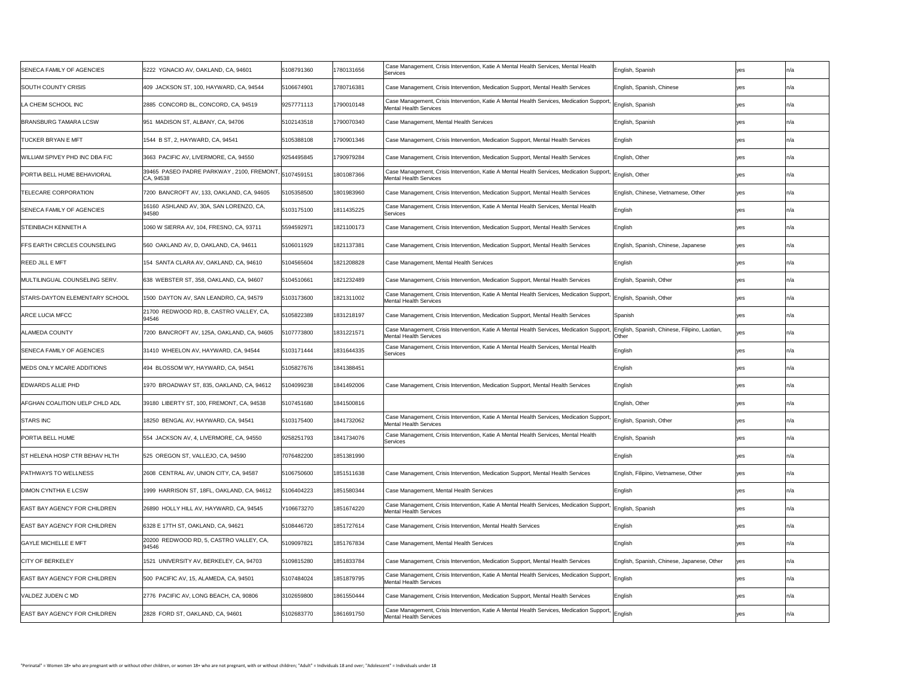| | | | | | | | |
|---|---|---|---|---|---|---|---|
| SENECA FAMILY OF AGENCIES | 5222 YGNACIO AV, OAKLAND, CA, 94601 | 5108791360 | 1780131656 | Case Management, Crisis Intervention, Katie A Mental Health Services, Mental Health Services | English, Spanish | yes | n/a |
| SOUTH COUNTY CRISIS | 409 JACKSON ST, 100, HAYWARD, CA, 94544 | 5106674901 | 1780716381 | Case Management, Crisis Intervention, Medication Support, Mental Health Services | English, Spanish, Chinese | yes | n/a |
| LA CHEIM SCHOOL INC | 2885 CONCORD BL, CONCORD, CA, 94519 | 9257771113 | 1790010148 | Case Management, Crisis Intervention, Katie A Mental Health Services, Medication Support, Mental Health Services | English, Spanish | yes | n/a |
| BRANSBURG TAMARA LCSW | 951 MADISON ST, ALBANY, CA, 94706 | 5102143518 | 1790070340 | Case Management, Mental Health Services | English, Spanish | yes | n/a |
| TUCKER BRYAN E MFT | 1544 B ST, 2, HAYWARD, CA, 94541 | 5105388108 | 1790901346 | Case Management, Crisis Intervention, Medication Support, Mental Health Services | English | yes | n/a |
| WILLIAM SPIVEY PHD INC DBA F/C | 3663 PACIFIC AV, LIVERMORE, CA, 94550 | 9254495845 | 1790979284 | Case Management, Crisis Intervention, Medication Support, Mental Health Services | English, Other | yes | n/a |
| PORTIA BELL HUME BEHAVIORAL | 39465 PASEO PADRE PARKWAY , 2100, FREMONT, CA, 94538 | 5107459151 | 1801087366 | Case Management, Crisis Intervention, Katie A Mental Health Services, Medication Support, Mental Health Services | English, Other | yes | n/a |
| TELECARE CORPORATION | 7200 BANCROFT AV, 133, OAKLAND, CA, 94605 | 5105358500 | 1801983960 | Case Management, Crisis Intervention, Medication Support, Mental Health Services | English, Chinese, Vietnamese, Other | yes | n/a |
| SENECA FAMILY OF AGENCIES | 16160 ASHLAND AV, 30A, SAN LORENZO, CA, 94580 | 5103175100 | 1811435225 | Case Management, Crisis Intervention, Katie A Mental Health Services, Mental Health Services | English | yes | n/a |
| STEINBACH KENNETH A | 1060 W SIERRA AV, 104, FRESNO, CA, 93711 | 5594592971 | 1821100173 | Case Management, Crisis Intervention, Medication Support, Mental Health Services | English | yes | n/a |
| FFS EARTH CIRCLES COUNSELING | 560 OAKLAND AV, D, OAKLAND, CA, 94611 | 5106011929 | 1821137381 | Case Management, Crisis Intervention, Medication Support, Mental Health Services | English, Spanish, Chinese, Japanese | yes | n/a |
| REED JILL E MFT | 154 SANTA CLARA AV, OAKLAND, CA, 94610 | 5104565604 | 1821208828 | Case Management, Mental Health Services | English | yes | n/a |
| MULTILINGUAL COUNSELING SERV. | 638 WEBSTER ST, 358, OAKLAND, CA, 94607 | 5104510661 | 1821232489 | Case Management, Crisis Intervention, Medication Support, Mental Health Services | English, Spanish, Other | yes | n/a |
| STARS-DAYTON ELEMENTARY SCHOOL | 1500 DAYTON AV, SAN LEANDRO, CA, 94579 | 5103173600 | 1821311002 | Case Management, Crisis Intervention, Katie A Mental Health Services, Medication Support, Mental Health Services | English, Spanish, Other | yes | n/a |
| ARCE LUCIA MFCC | 21700 REDWOOD RD, B, CASTRO VALLEY, CA, 94546 | 5105822389 | 1831218197 | Case Management, Crisis Intervention, Medication Support, Mental Health Services | Spanish | yes | n/a |
| ALAMEDA COUNTY | 7200 BANCROFT AV, 125A, OAKLAND, CA, 94605 | 5107773800 | 1831221571 | Case Management, Crisis Intervention, Katie A Mental Health Services, Medication Support, Mental Health Services | English, Spanish, Chinese, Filipino, Laotian, Other | yes | n/a |
| SENECA FAMILY OF AGENCIES | 31410 WHEELON AV, HAYWARD, CA, 94544 | 5103171444 | 1831644335 | Case Management, Crisis Intervention, Katie A Mental Health Services, Mental Health Services | English | yes | n/a |
| MEDS ONLY MCARE ADDITIONS | 494 BLOSSOM WY, HAYWARD, CA, 94541 | 5105827676 | 1841388451 | | English | yes | n/a |
| EDWARDS ALLIE PHD | 1970 BROADWAY ST, 835, OAKLAND, CA, 94612 | 5104099238 | 1841492006 | Case Management, Crisis Intervention, Medication Support, Mental Health Services | English | yes | n/a |
| AFGHAN COALITION UELP CHLD ADL | 39180 LIBERTY ST, 100, FREMONT, CA, 94538 | 5107451680 | 1841500816 | | English, Other | yes | n/a |
| STARS INC | 18250 BENGAL AV, HAYWARD, CA, 94541 | 5103175400 | 1841732062 | Case Management, Crisis Intervention, Katie A Mental Health Services, Medication Support, Mental Health Services | English, Spanish, Other | yes | n/a |
| PORTIA BELL HUME | 554 JACKSON AV, 4, LIVERMORE, CA, 94550 | 9258251793 | 1841734076 | Case Management, Crisis Intervention, Katie A Mental Health Services, Mental Health Services | English, Spanish | yes | n/a |
| ST HELENA HOSP CTR BEHAV HLTH | 525 OREGON ST, VALLEJO, CA, 94590 | 7076482200 | 1851381990 | | English | yes | n/a |
| PATHWAYS TO WELLNESS | 2608 CENTRAL AV, UNION CITY, CA, 94587 | 5106750600 | 1851511638 | Case Management, Crisis Intervention, Medication Support, Mental Health Services | English, Filipino, Vietnamese, Other | yes | n/a |
| DIMON CYNTHIA E LCSW | 1999 HARRISON ST, 18FL, OAKLAND, CA, 94612 | 5106404223 | 1851580344 | Case Management, Mental Health Services | English | yes | n/a |
| EAST BAY AGENCY FOR CHILDREN | 26890 HOLLY HILL AV, HAYWARD, CA, 94545 | Y106673270 | 1851674220 | Case Management, Crisis Intervention, Katie A Mental Health Services, Medication Support, Mental Health Services | English, Spanish | yes | n/a |
| EAST BAY AGENCY FOR CHILDREN | 6328 E 17TH ST, OAKLAND, CA, 94621 | 5108446720 | 1851727614 | Case Management, Crisis Intervention, Mental Health Services | English | yes | n/a |
| GAYLE MICHELLE E MFT | 20200 REDWOOD RD, 5, CASTRO VALLEY, CA, 94546 | 5109097821 | 1851767834 | Case Management, Mental Health Services | English | yes | n/a |
| CITY OF BERKELEY | 1521 UNIVERSITY AV, BERKELEY, CA, 94703 | 5109815280 | 1851833784 | Case Management, Crisis Intervention, Medication Support, Mental Health Services | English, Spanish, Chinese, Japanese, Other | yes | n/a |
| EAST BAY AGENCY FOR CHILDREN | 500 PACIFIC AV, 15, ALAMEDA, CA, 94501 | 5107484024 | 1851879795 | Case Management, Crisis Intervention, Katie A Mental Health Services, Medication Support, Mental Health Services | English | yes | n/a |
| VALDEZ JUDEN C MD | 2776 PACIFIC AV, LONG BEACH, CA, 90806 | 3102659800 | 1861550444 | Case Management, Crisis Intervention, Medication Support, Mental Health Services | English | yes | n/a |
| EAST BAY AGENCY FOR CHILDREN | 2828 FORD ST, OAKLAND, CA, 94601 | 5102683770 | 1861691750 | Case Management, Crisis Intervention, Katie A Mental Health Services, Medication Support, Mental Health Services | English | yes | n/a |

"Perinatal" = Women 18+ who are pregnant with or without other children, or women 18+ who are not pregnant, with or without children; "Adult" = Individuals 18 and over; "Adolescent" = Individuals under 18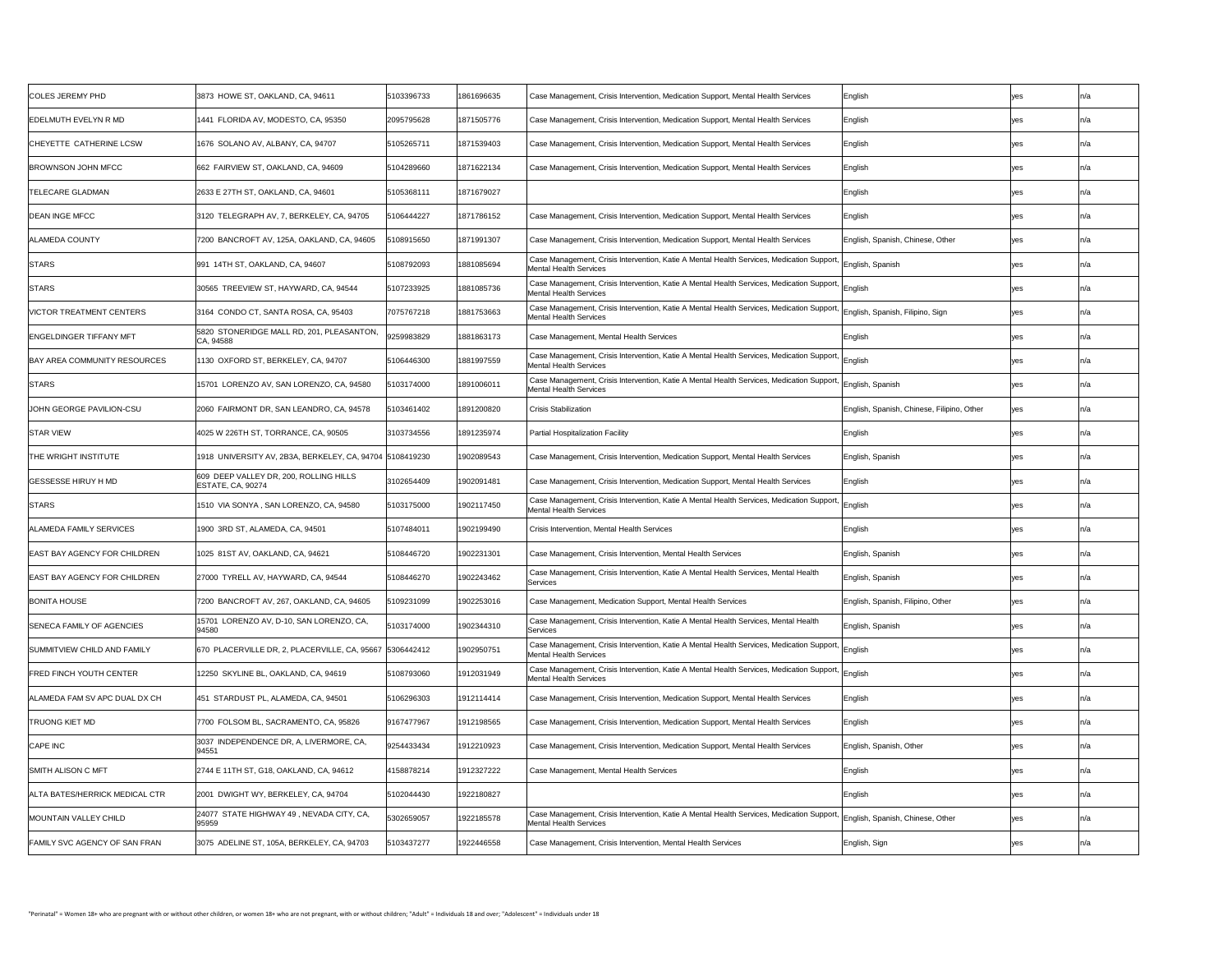| | | | | | | | |
|---|---|---|---|---|---|---|---|
| COLES JEREMY PHD | 3873 HOWE ST, OAKLAND, CA, 94611 | 5103396733 | 1861696635 | Case Management, Crisis Intervention, Medication Support, Mental Health Services | English | yes | n/a |
| EDELMUTH EVELYN R MD | 1441 FLORIDA AV, MODESTO, CA, 95350 | 2095795628 | 1871505776 | Case Management, Crisis Intervention, Medication Support, Mental Health Services | English | yes | n/a |
| CHEYETTE CATHERINE LCSW | 1676 SOLANO AV, ALBANY, CA, 94707 | 5105265711 | 1871539403 | Case Management, Crisis Intervention, Medication Support, Mental Health Services | English | yes | n/a |
| BROWNSON JOHN MFCC | 662 FAIRVIEW ST, OAKLAND, CA, 94609 | 5104289660 | 1871622134 | Case Management, Crisis Intervention, Medication Support, Mental Health Services | English | yes | n/a |
| TELECARE GLADMAN | 2633 E 27TH ST, OAKLAND, CA, 94601 | 5105368111 | 1871679027 | | English | yes | n/a |
| DEAN INGE MFCC | 3120 TELEGRAPH AV, 7, BERKELEY, CA, 94705 | 5106444227 | 1871786152 | Case Management, Crisis Intervention, Medication Support, Mental Health Services | English | yes | n/a |
| ALAMEDA COUNTY | 7200 BANCROFT AV, 125A, OAKLAND, CA, 94605 | 5108915650 | 1871991307 | Case Management, Crisis Intervention, Medication Support, Mental Health Services | English, Spanish, Chinese, Other | yes | n/a |
| STARS | 991 14TH ST, OAKLAND, CA, 94607 | 5108792093 | 1881085694 | Case Management, Crisis Intervention, Katie A Mental Health Services, Medication Support, Mental Health Services | English, Spanish | yes | n/a |
| STARS | 30565 TREEVIEW ST, HAYWARD, CA, 94544 | 5107233925 | 1881085736 | Case Management, Crisis Intervention, Katie A Mental Health Services, Medication Support, Mental Health Services | English | yes | n/a |
| VICTOR TREATMENT CENTERS | 3164 CONDO CT, SANTA ROSA, CA, 95403 | 7075767218 | 1881753663 | Case Management, Crisis Intervention, Katie A Mental Health Services, Medication Support, Mental Health Services | English, Spanish, Filipino, Sign | yes | n/a |
| ENGELDINGER TIFFANY MFT | 5820 STONERIDGE MALL RD, 201, PLEASANTON, CA, 94588 | 9259983829 | 1881863173 | Case Management, Mental Health Services | English | yes | n/a |
| BAY AREA COMMUNITY RESOURCES | 1130 OXFORD ST, BERKELEY, CA, 94707 | 5106446300 | 1881997559 | Case Management, Crisis Intervention, Katie A Mental Health Services, Medication Support, Mental Health Services | English | yes | n/a |
| STARS | 15701 LORENZO AV, SAN LORENZO, CA, 94580 | 5103174000 | 1891006011 | Case Management, Crisis Intervention, Katie A Mental Health Services, Medication Support, Mental Health Services | English, Spanish | yes | n/a |
| JOHN GEORGE PAVILION-CSU | 2060 FAIRMONT DR, SAN LEANDRO, CA, 94578 | 5103461402 | 1891200820 | Crisis Stabilization | English, Spanish, Chinese, Filipino, Other | yes | n/a |
| STAR VIEW | 4025 W 226TH ST, TORRANCE, CA, 90505 | 3103734556 | 1891235974 | Partial Hospitalization Facility | English | yes | n/a |
| THE WRIGHT INSTITUTE | 1918 UNIVERSITY AV, 2B3A, BERKELEY, CA, 94704 | 5108419230 | 1902089543 | Case Management, Crisis Intervention, Medication Support, Mental Health Services | English, Spanish | yes | n/a |
| GESSESSE HIRUY H MD | 609 DEEP VALLEY DR, 200, ROLLING HILLS ESTATE, CA, 90274 | 3102654409 | 1902091481 | Case Management, Crisis Intervention, Medication Support, Mental Health Services | English | yes | n/a |
| STARS | 1510 VIA SONYA , SAN LORENZO, CA, 94580 | 5103175000 | 1902117450 | Case Management, Crisis Intervention, Katie A Mental Health Services, Medication Support, Mental Health Services | English | yes | n/a |
| ALAMEDA FAMILY SERVICES | 1900 3RD ST, ALAMEDA, CA, 94501 | 5107484011 | 1902199490 | Crisis Intervention, Mental Health Services | English | yes | n/a |
| EAST BAY AGENCY FOR CHILDREN | 1025 81ST AV, OAKLAND, CA, 94621 | 5108446720 | 1902231301 | Case Management, Crisis Intervention, Mental Health Services | English, Spanish | yes | n/a |
| EAST BAY AGENCY FOR CHILDREN | 27000 TYRELL AV, HAYWARD, CA, 94544 | 5108446270 | 1902243462 | Case Management, Crisis Intervention, Katie A Mental Health Services, Mental Health Services | English, Spanish | yes | n/a |
| BONITA HOUSE | 7200 BANCROFT AV, 267, OAKLAND, CA, 94605 | 5109231099 | 1902253016 | Case Management, Medication Support, Mental Health Services | English, Spanish, Filipino, Other | yes | n/a |
| SENECA FAMILY OF AGENCIES | 15701 LORENZO AV, D-10, SAN LORENZO, CA, 94580 | 5103174000 | 1902344310 | Case Management, Crisis Intervention, Katie A Mental Health Services, Mental Health Services | English, Spanish | yes | n/a |
| SUMMITVIEW CHILD AND FAMILY | 670 PLACERVILLE DR, 2, PLACERVILLE, CA, 95667 | 5306442412 | 1902950751 | Case Management, Crisis Intervention, Katie A Mental Health Services, Medication Support, Mental Health Services | English | yes | n/a |
| FRED FINCH YOUTH CENTER | 12250 SKYLINE BL, OAKLAND, CA, 94619 | 5108793060 | 1912031949 | Case Management, Crisis Intervention, Katie A Mental Health Services, Medication Support, Mental Health Services | English | yes | n/a |
| ALAMEDA FAM SV APC DUAL DX CH | 451 STARDUST PL, ALAMEDA, CA, 94501 | 5106296303 | 1912114414 | Case Management, Crisis Intervention, Medication Support, Mental Health Services | English | yes | n/a |
| TRUONG KIET MD | 7700 FOLSOM BL, SACRAMENTO, CA, 95826 | 9167477967 | 1912198565 | Case Management, Crisis Intervention, Medication Support, Mental Health Services | English | yes | n/a |
| CAPE INC | 3037 INDEPENDENCE DR, A, LIVERMORE, CA, 94551 | 9254433434 | 1912210923 | Case Management, Crisis Intervention, Medication Support, Mental Health Services | English, Spanish, Other | yes | n/a |
| SMITH ALISON C MFT | 2744 E 11TH ST, G18, OAKLAND, CA, 94612 | 4158878214 | 1912327222 | Case Management, Mental Health Services | English | yes | n/a |
| ALTA BATES/HERRICK MEDICAL CTR | 2001 DWIGHT WY, BERKELEY, CA, 94704 | 5102044430 | 1922180827 | | English | yes | n/a |
| MOUNTAIN VALLEY CHILD | 24077 STATE HIGHWAY 49 , NEVADA CITY, CA, 95959 | 5302659057 | 1922185578 | Case Management, Crisis Intervention, Katie A Mental Health Services, Medication Support, Mental Health Services | English, Spanish, Chinese, Other | yes | n/a |
| FAMILY SVC AGENCY OF SAN FRAN | 3075 ADELINE ST, 105A, BERKELEY, CA, 94703 | 5103437277 | 1922446558 | Case Management, Crisis Intervention, Mental Health Services | English, Sign | yes | n/a |

"Perinatal" = Women 18+ who are pregnant with or without other children, or women 18+ who are not pregnant, with or without children; "Adult" = Individuals 18 and over; "Adolescent" = Individuals under 18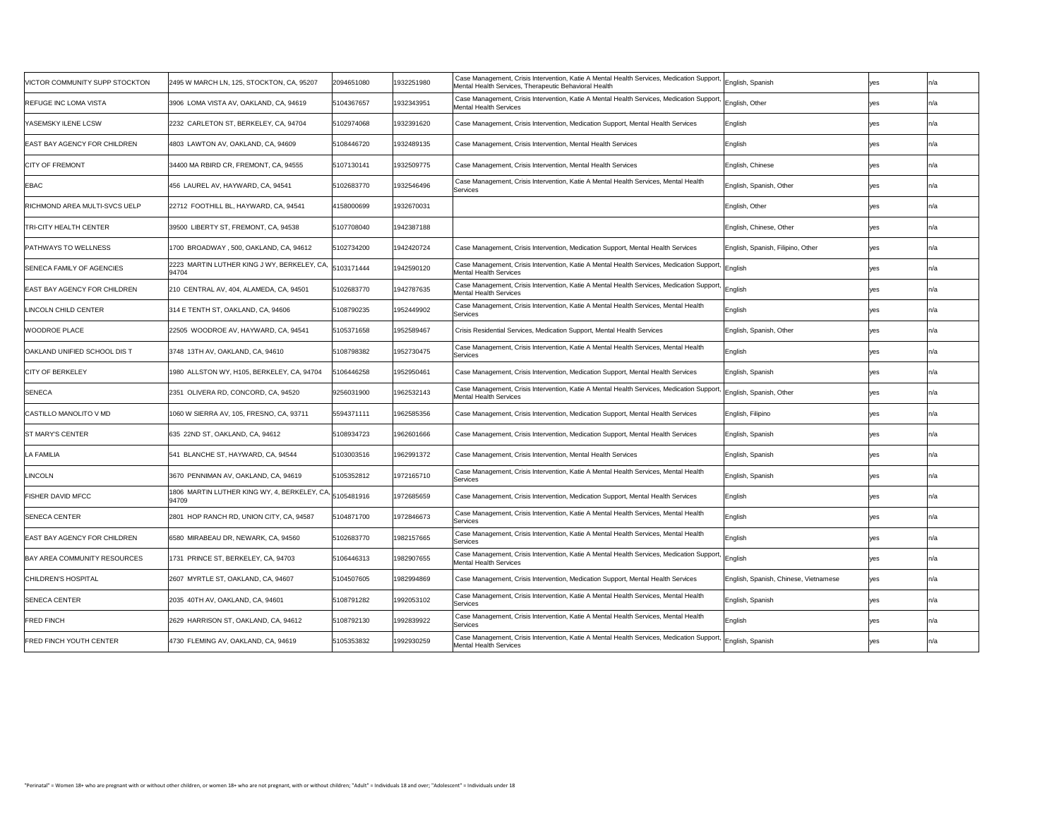| | | | | | | | |
|---|---|---|---|---|---|---|---|
| VICTOR COMMUNITY SUPP STOCKTON | 2495 W MARCH LN, 125, STOCKTON, CA, 95207 | 2094651080 | 1932251980 | Case Management, Crisis Intervention, Katie A Mental Health Services, Medication Support, Mental Health Services, Therapeutic Behavioral Health | English, Spanish | yes | n/a |
| REFUGE INC LOMA VISTA | 3906 LOMA VISTA AV, OAKLAND, CA, 94619 | 5104367657 | 1932343951 | Case Management, Crisis Intervention, Katie A Mental Health Services, Medication Support, Mental Health Services | English, Other | yes | n/a |
| YASEMSKY ILENE LCSW | 2232 CARLETON ST, BERKELEY, CA, 94704 | 5102974068 | 1932391620 | Case Management, Crisis Intervention, Medication Support, Mental Health Services | English | yes | n/a |
| EAST BAY AGENCY FOR CHILDREN | 4803 LAWTON AV, OAKLAND, CA, 94609 | 5108446720 | 1932489135 | Case Management, Crisis Intervention, Mental Health Services | English | yes | n/a |
| CITY OF FREMONT | 34400 MA RBIRD CR, FREMONT, CA, 94555 | 5107130141 | 1932509775 | Case Management, Crisis Intervention, Mental Health Services | English, Chinese | yes | n/a |
| EBAC | 456 LAUREL AV, HAYWARD, CA, 94541 | 5102683770 | 1932546496 | Case Management, Crisis Intervention, Katie A Mental Health Services, Mental Health Services | English, Spanish, Other | yes | n/a |
| RICHMOND AREA MULTI-SVCS UELP | 22712 FOOTHILL BL, HAYWARD, CA, 94541 | 4158000699 | 1932670031 | | English, Other | yes | n/a |
| TRI-CITY HEALTH CENTER | 39500 LIBERTY ST, FREMONT, CA, 94538 | 5107708040 | 1942387188 | | English, Chinese, Other | yes | n/a |
| PATHWAYS TO WELLNESS | 1700 BROADWAY , 500, OAKLAND, CA, 94612 | 5102734200 | 1942420724 | Case Management, Crisis Intervention, Medication Support, Mental Health Services | English, Spanish, Filipino, Other | yes | n/a |
| SENECA FAMILY OF AGENCIES | 2223 MARTIN LUTHER KING J WY, BERKELEY, CA, 94704 | 5103171444 | 1942590120 | Case Management, Crisis Intervention, Katie A Mental Health Services, Medication Support, Mental Health Services | English | yes | n/a |
| EAST BAY AGENCY FOR CHILDREN | 210 CENTRAL AV, 404, ALAMEDA, CA, 94501 | 5102683770 | 1942787635 | Case Management, Crisis Intervention, Katie A Mental Health Services, Medication Support, Mental Health Services | English | yes | n/a |
| LINCOLN CHILD CENTER | 314 E TENTH ST, OAKLAND, CA, 94606 | 5108790235 | 1952449902 | Case Management, Crisis Intervention, Katie A Mental Health Services, Mental Health Services | English | yes | n/a |
| WOODROE PLACE | 22505 WOODROE AV, HAYWARD, CA, 94541 | 5105371658 | 1952589467 | Crisis Residential Services, Medication Support, Mental Health Services | English, Spanish, Other | yes | n/a |
| OAKLAND UNIFIED SCHOOL DIS T | 3748 13TH AV, OAKLAND, CA, 94610 | 5108798382 | 1952730475 | Case Management, Crisis Intervention, Katie A Mental Health Services, Mental Health Services | English | yes | n/a |
| CITY OF BERKELEY | 1980 ALLSTON WY, H105, BERKELEY, CA, 94704 | 5106446258 | 1952950461 | Case Management, Crisis Intervention, Medication Support, Mental Health Services | English, Spanish | yes | n/a |
| SENECA | 2351 OLIVERA RD, CONCORD, CA, 94520 | 9256031900 | 1962532143 | Case Management, Crisis Intervention, Katie A Mental Health Services, Medication Support, Mental Health Services | English, Spanish, Other | yes | n/a |
| CASTILLO MANOLITO V MD | 1060 W SIERRA AV, 105, FRESNO, CA, 93711 | 5594371111 | 1962585356 | Case Management, Crisis Intervention, Medication Support, Mental Health Services | English, Filipino | yes | n/a |
| ST MARY'S CENTER | 635 22ND ST, OAKLAND, CA, 94612 | 5108934723 | 1962601666 | Case Management, Crisis Intervention, Medication Support, Mental Health Services | English, Spanish | yes | n/a |
| LA FAMILIA | 541 BLANCHE ST, HAYWARD, CA, 94544 | 5103003516 | 1962991372 | Case Management, Crisis Intervention, Mental Health Services | English, Spanish | yes | n/a |
| LINCOLN | 3670 PENNIMAN AV, OAKLAND, CA, 94619 | 5105352812 | 1972165710 | Case Management, Crisis Intervention, Katie A Mental Health Services, Mental Health Services | English, Spanish | yes | n/a |
| FISHER DAVID MFCC | 1806 MARTIN LUTHER KING WY, 4, BERKELEY, CA, 94709 | 5105481916 | 1972685659 | Case Management, Crisis Intervention, Medication Support, Mental Health Services | English | yes | n/a |
| SENECA CENTER | 2801 HOP RANCH RD, UNION CITY, CA, 94587 | 5104871700 | 1972846673 | Case Management, Crisis Intervention, Katie A Mental Health Services, Mental Health Services | English | yes | n/a |
| EAST BAY AGENCY FOR CHILDREN | 6580 MIRABEAU DR, NEWARK, CA, 94560 | 5102683770 | 1982157665 | Case Management, Crisis Intervention, Katie A Mental Health Services, Mental Health Services | English | yes | n/a |
| BAY AREA COMMUNITY RESOURCES | 1731 PRINCE ST, BERKELEY, CA, 94703 | 5106446313 | 1982907655 | Case Management, Crisis Intervention, Katie A Mental Health Services, Medication Support, Mental Health Services | English | yes | n/a |
| CHILDREN'S HOSPITAL | 2607 MYRTLE ST, OAKLAND, CA, 94607 | 5104507605 | 1982994869 | Case Management, Crisis Intervention, Medication Support, Mental Health Services | English, Spanish, Chinese, Vietnamese | yes | n/a |
| SENECA CENTER | 2035 40TH AV, OAKLAND, CA, 94601 | 5108791282 | 1992053102 | Case Management, Crisis Intervention, Katie A Mental Health Services, Mental Health Services | English, Spanish | yes | n/a |
| FRED FINCH | 2629 HARRISON ST, OAKLAND, CA, 94612 | 5108792130 | 1992839922 | Case Management, Crisis Intervention, Katie A Mental Health Services, Mental Health Services | English | yes | n/a |
| FRED FINCH YOUTH CENTER | 4730 FLEMING AV, OAKLAND, CA, 94619 | 5105353832 | 1992930259 | Case Management, Crisis Intervention, Katie A Mental Health Services, Medication Support, Mental Health Services | English, Spanish | yes | n/a |

"Perinatal" = Women 18+ who are pregnant with or without other children, or women 18+ who are not pregnant, with or without children; "Adult" = Individuals 18 and over; "Adolescent" = Individuals under 18